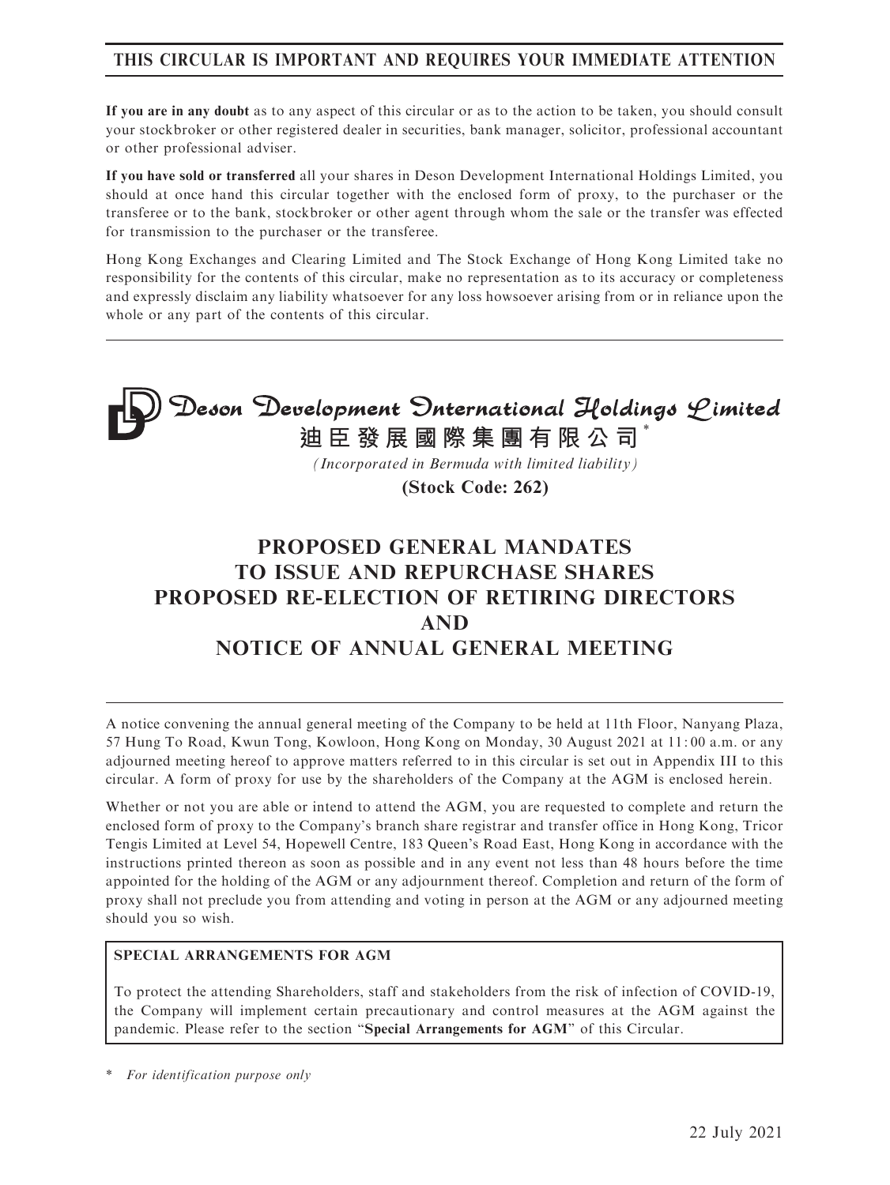## THIS CIRCULAR IS IMPORTANT AND REQUIRES YOUR IMMEDIATE ATTENTION

**If you are in any doubt** as to any aspect of this circular or as to the action to be taken, you should consult your stockbroker or other registered dealer in securities, bank manager, solicitor, professional accountant or other professional adviser.

**If you have sold or transferred** all your shares in Deson Development International Holdings Limited, you should at once hand this circular together with the enclosed form of proxy, to the purchaser or the transferee or to the bank, stockbroker or other agent through whom the sale or the transfer was effected for transmission to the purchaser or the transferee.

Hong Kong Exchanges and Clearing Limited and The Stock Exchange of Hong Kong Limited take no responsibility for the contents of this circular, make no representation as to its accuracy or completeness and expressly disclaim any liability whatsoever for any loss howsoever arising from or in reliance upon the whole or any part of the contents of this circular.

# Deson Development International Holdings Limited

# 迪臣發展國際集團有限公司*

*(Incorporated in Bermuda with limited liability)*

**(Stock Code: 262)**

# PROPOSED GENERAL MANDATES TO ISSUE AND REPURCHASE SHARES PROPOSED RE-ELECTION OF RETIRING DIRECTORS AND NOTICE OF ANNUAL GENERAL MEETING

A notice convening the annual general meeting of the Company to be held at 11th Floor, Nanyang Plaza, 57 Hung To Road, Kwun Tong, Kowloon, Hong Kong on Monday, 30 August 2021 at 11:00 a.m. or any adjourned meeting hereof to approve matters referred to in this circular is set out in Appendix III to this circular. A form of proxy for use by the shareholders of the Company at the AGM is enclosed herein.

Whether or not you are able or intend to attend the AGM, you are requested to complete and return the enclosed form of proxy to the Company's branch share registrar and transfer office in Hong Kong, Tricor Tengis Limited at Level 54, Hopewell Centre, 183 Queen's Road East, Hong Kong in accordance with the instructions printed thereon as soon as possible and in any event not less than 48 hours before the time appointed for the holding of the AGM or any adjournment thereof. Completion and return of the form of proxy shall not preclude you from attending and voting in person at the AGM or any adjourned meeting should you so wish.

**SPECIAL ARRANGEMENTS FOR AGM**

To protect the attending Shareholders, staff and stakeholders from the risk of infection of COVID-19, the Company will implement certain precautionary and control measures at the AGM against the pandemic. Please refer to the section "**Special Arrangements for AGM**" of this Circular.

\* *For identification purpose only*

22 July 2021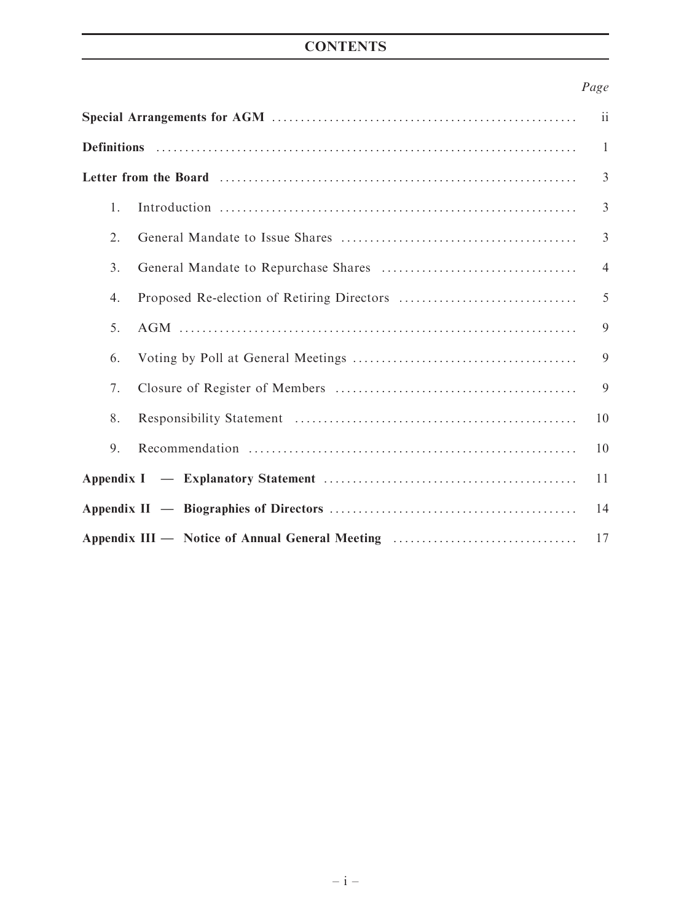# CONTENTS

| | Page |
|---|---|
| **Special Arrangements for AGM** | ii |
| **Definitions** | 1 |
| **Letter from the Board** | 3 |
| 1. Introduction | 3 |
| 2. General Mandate to Issue Shares | 3 |
| 3. General Mandate to Repurchase Shares | 4 |
| 4. Proposed Re-election of Retiring Directors | 5 |
| 5. AGM | 9 |
| 6. Voting by Poll at General Meetings | 9 |
| 7. Closure of Register of Members | 9 |
| 8. Responsibility Statement | 10 |
| 9. Recommendation | 10 |
| **Appendix I — Explanatory Statement** | 11 |
| **Appendix II — Biographies of Directors** | 14 |
| **Appendix III — Notice of Annual General Meeting** | 17 |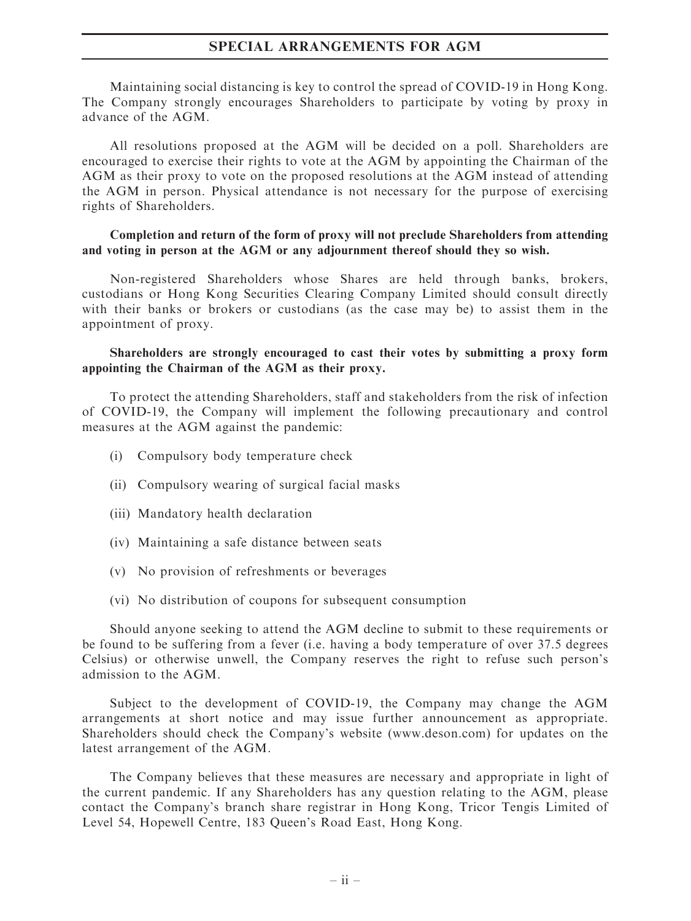# SPECIAL ARRANGEMENTS FOR AGM

Maintaining social distancing is key to control the spread of COVID-19 in Hong Kong. The Company strongly encourages Shareholders to participate by voting by proxy in advance of the AGM.

All resolutions proposed at the AGM will be decided on a poll. Shareholders are encouraged to exercise their rights to vote at the AGM by appointing the Chairman of the AGM as their proxy to vote on the proposed resolutions at the AGM instead of attending the AGM in person. Physical attendance is not necessary for the purpose of exercising rights of Shareholders.

**Completion and return of the form of proxy will not preclude Shareholders from attending and voting in person at the AGM or any adjournment thereof should they so wish.**

Non-registered Shareholders whose Shares are held through banks, brokers, custodians or Hong Kong Securities Clearing Company Limited should consult directly with their banks or brokers or custodians (as the case may be) to assist them in the appointment of proxy.

**Shareholders are strongly encouraged to cast their votes by submitting a proxy form appointing the Chairman of the AGM as their proxy.**

To protect the attending Shareholders, staff and stakeholders from the risk of infection of COVID-19, the Company will implement the following precautionary and control measures at the AGM against the pandemic:

(i) Compulsory body temperature check

(ii) Compulsory wearing of surgical facial masks

(iii) Mandatory health declaration

(iv) Maintaining a safe distance between seats

(v) No provision of refreshments or beverages

(vi) No distribution of coupons for subsequent consumption

Should anyone seeking to attend the AGM decline to submit to these requirements or be found to be suffering from a fever (i.e. having a body temperature of over 37.5 degrees Celsius) or otherwise unwell, the Company reserves the right to refuse such person's admission to the AGM.

Subject to the development of COVID-19, the Company may change the AGM arrangements at short notice and may issue further announcement as appropriate. Shareholders should check the Company's website (www.deson.com) for updates on the latest arrangement of the AGM.

The Company believes that these measures are necessary and appropriate in light of the current pandemic. If any Shareholders has any question relating to the AGM, please contact the Company's branch share registrar in Hong Kong, Tricor Tengis Limited of Level 54, Hopewell Centre, 183 Queen's Road East, Hong Kong.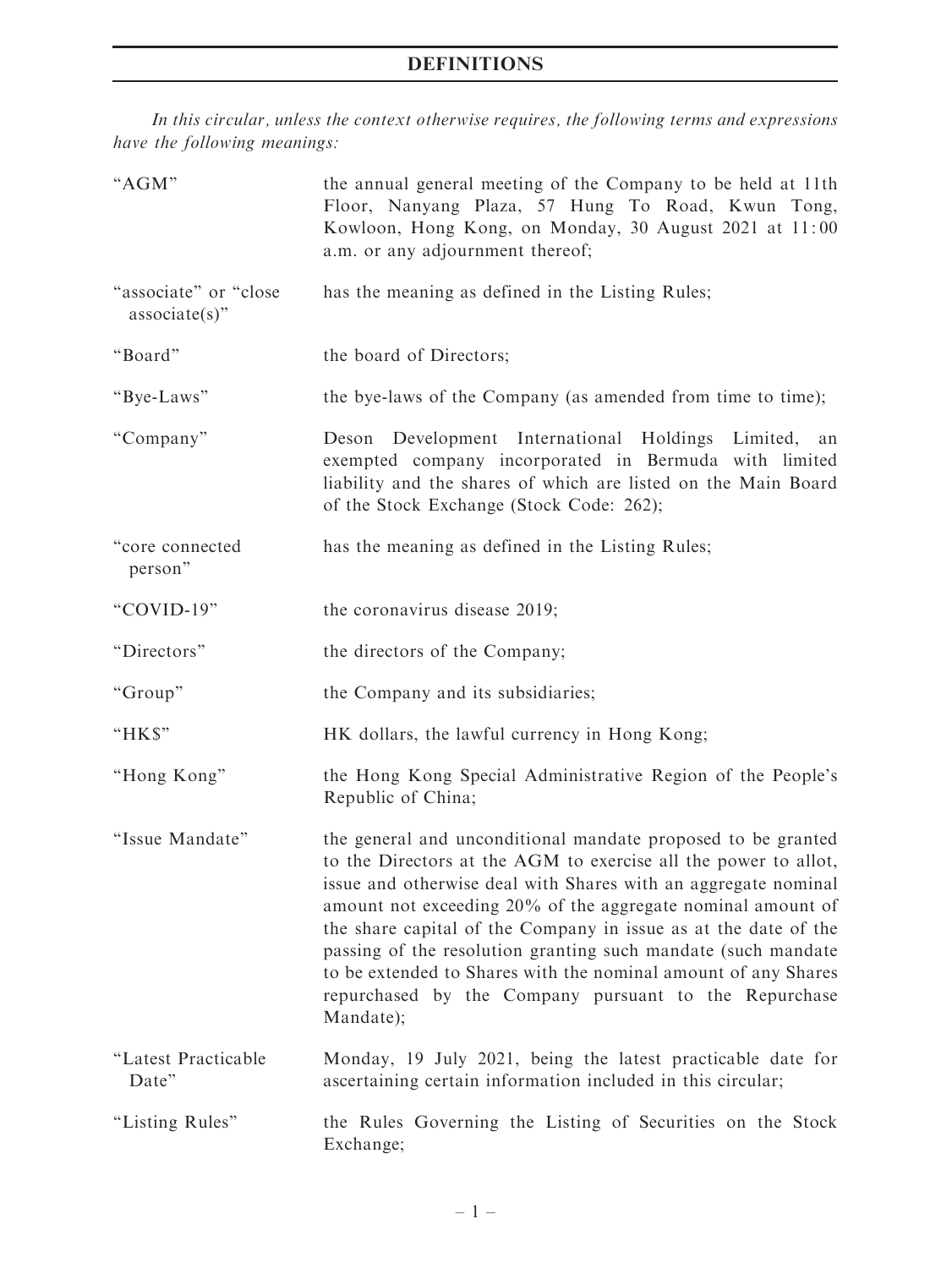# DEFINITIONS

*In this circular, unless the context otherwise requires, the following terms and expressions have the following meanings:*

| | |
|---|---|
| "AGM" | the annual general meeting of the Company to be held at 11th Floor, Nanyang Plaza, 57 Hung To Road, Kwun Tong, Kowloon, Hong Kong, on Monday, 30 August 2021 at 11:00 a.m. or any adjournment thereof; |
| "associate" or "close associate(s)" | has the meaning as defined in the Listing Rules; |
| "Board" | the board of Directors; |
| "Bye-Laws" | the bye-laws of the Company (as amended from time to time); |
| "Company" | Deson Development International Holdings Limited, an exempted company incorporated in Bermuda with limited liability and the shares of which are listed on the Main Board of the Stock Exchange (Stock Code: 262); |
| "core connected person" | has the meaning as defined in the Listing Rules; |
| "COVID-19" | the coronavirus disease 2019; |
| "Directors" | the directors of the Company; |
| "Group" | the Company and its subsidiaries; |
| "HK$" | HK dollars, the lawful currency in Hong Kong; |
| "Hong Kong" | the Hong Kong Special Administrative Region of the People's Republic of China; |
| "Issue Mandate" | the general and unconditional mandate proposed to be granted to the Directors at the AGM to exercise all the power to allot, issue and otherwise deal with Shares with an aggregate nominal amount not exceeding 20% of the aggregate nominal amount of the share capital of the Company in issue as at the date of the passing of the resolution granting such mandate (such mandate to be extended to Shares with the nominal amount of any Shares repurchased by the Company pursuant to the Repurchase Mandate); |
| "Latest Practicable Date" | Monday, 19 July 2021, being the latest practicable date for ascertaining certain information included in this circular; |
| "Listing Rules" | the Rules Governing the Listing of Securities on the Stock Exchange; |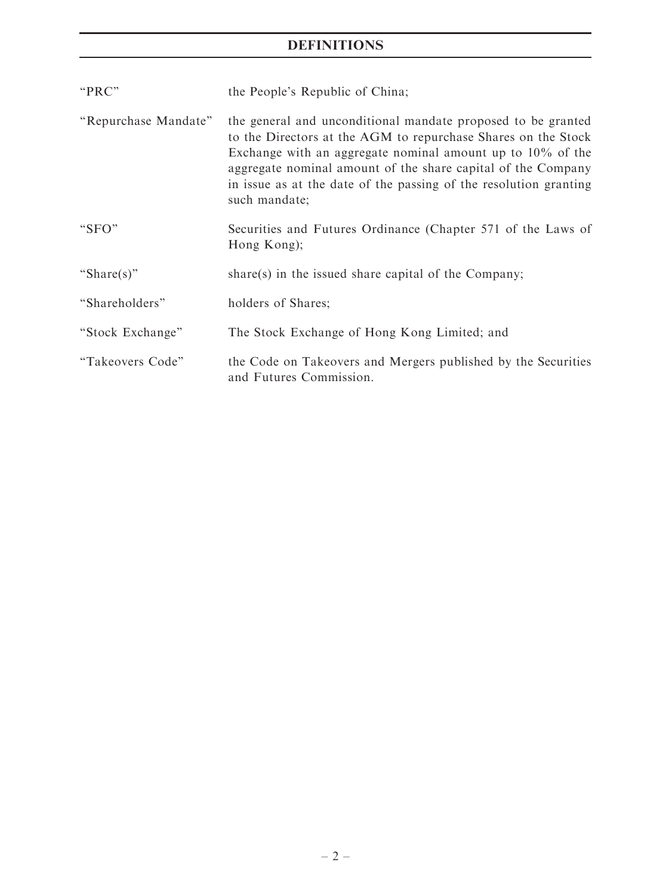## DEFINITIONS

| | |
|---|---|
| "PRC" | the People's Republic of China; |
| "Repurchase Mandate" | the general and unconditional mandate proposed to be granted to the Directors at the AGM to repurchase Shares on the Stock Exchange with an aggregate nominal amount up to 10% of the aggregate nominal amount of the share capital of the Company in issue as at the date of the passing of the resolution granting such mandate; |
| "SFO" | Securities and Futures Ordinance (Chapter 571 of the Laws of Hong Kong); |
| "Share(s)" | share(s) in the issued share capital of the Company; |
| "Shareholders" | holders of Shares; |
| "Stock Exchange" | The Stock Exchange of Hong Kong Limited; and |
| "Takeovers Code" | the Code on Takeovers and Mergers published by the Securities and Futures Commission. |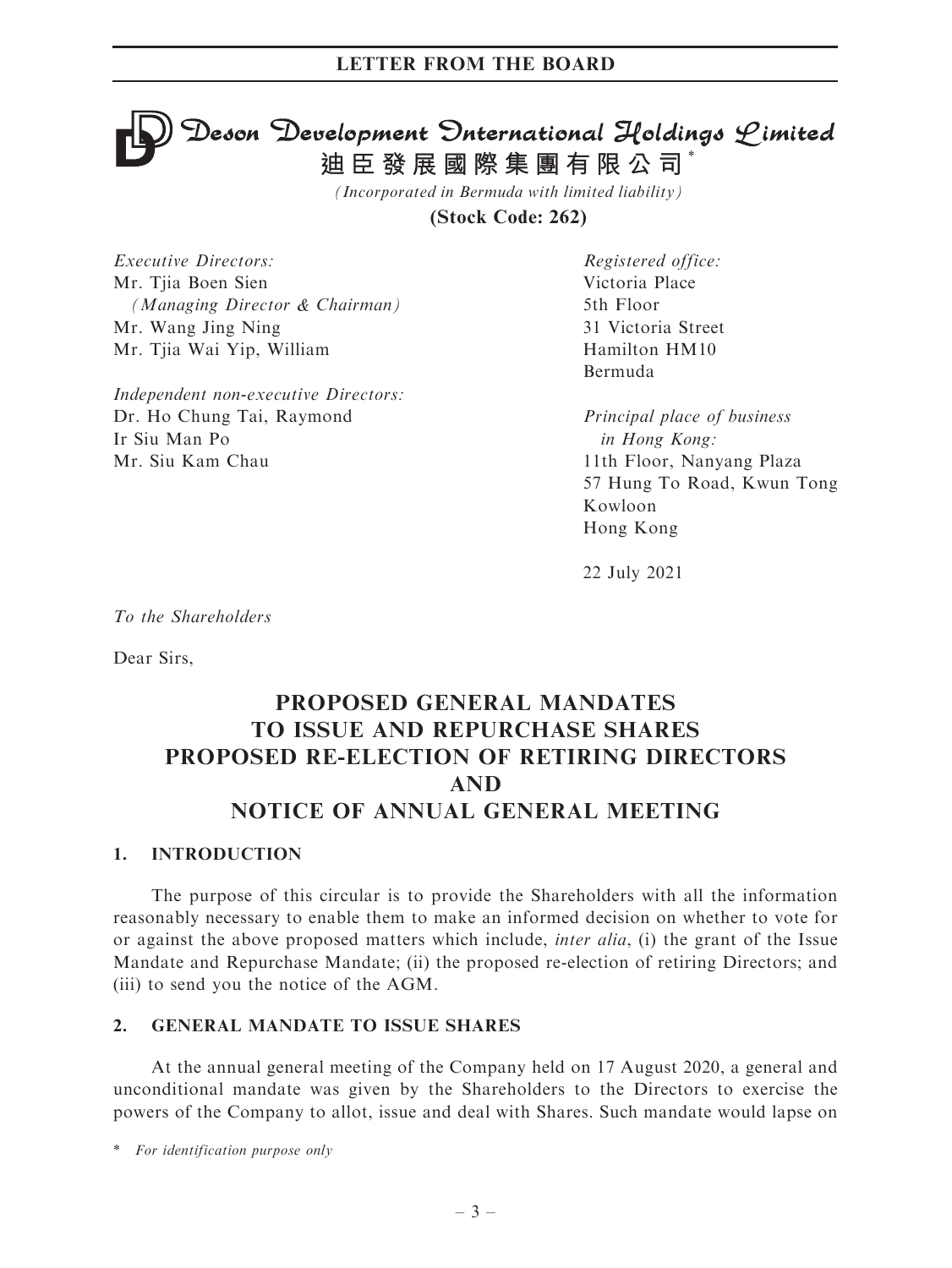## LETTER FROM THE BOARD

# Deson Development International Holdings Limited
# 迪臣發展國際集團有限公司*

*(Incorporated in Bermuda with limited liability)*

**(Stock Code: 262)**

*Executive Directors:*
Mr. Tjia Boen Sien
*(Managing Director & Chairman)*
Mr. Wang Jing Ning
Mr. Tjia Wai Yip, William

*Independent non-executive Directors:*
Dr. Ho Chung Tai, Raymond
Ir Siu Man Po
Mr. Siu Kam Chau

*Registered office:*
Victoria Place
5th Floor
31 Victoria Street
Hamilton HM10
Bermuda

*Principal place of business in Hong Kong:*
11th Floor, Nanyang Plaza
57 Hung To Road, Kwun Tong
Kowloon
Hong Kong

22 July 2021

*To the Shareholders*

Dear Sirs,

## PROPOSED GENERAL MANDATES TO ISSUE AND REPURCHASE SHARES PROPOSED RE-ELECTION OF RETIRING DIRECTORS AND NOTICE OF ANNUAL GENERAL MEETING

### 1. INTRODUCTION

The purpose of this circular is to provide the Shareholders with all the information reasonably necessary to enable them to make an informed decision on whether to vote for or against the above proposed matters which include, *inter alia*, (i) the grant of the Issue Mandate and Repurchase Mandate; (ii) the proposed re-election of retiring Directors; and (iii) to send you the notice of the AGM.

### 2. GENERAL MANDATE TO ISSUE SHARES

At the annual general meeting of the Company held on 17 August 2020, a general and unconditional mandate was given by the Shareholders to the Directors to exercise the powers of the Company to allot, issue and deal with Shares. Such mandate would lapse on

\* *For identification purpose only*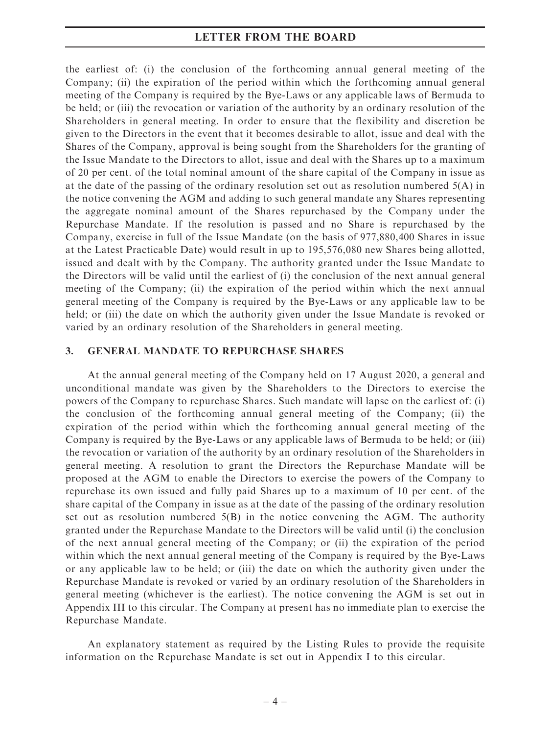the earliest of: (i) the conclusion of the forthcoming annual general meeting of the Company; (ii) the expiration of the period within which the forthcoming annual general meeting of the Company is required by the Bye-Laws or any applicable laws of Bermuda to be held; or (iii) the revocation or variation of the authority by an ordinary resolution of the Shareholders in general meeting. In order to ensure that the flexibility and discretion be given to the Directors in the event that it becomes desirable to allot, issue and deal with the Shares of the Company, approval is being sought from the Shareholders for the granting of the Issue Mandate to the Directors to allot, issue and deal with the Shares up to a maximum of 20 per cent. of the total nominal amount of the share capital of the Company in issue as at the date of the passing of the ordinary resolution set out as resolution numbered 5(A) in the notice convening the AGM and adding to such general mandate any Shares representing the aggregate nominal amount of the Shares repurchased by the Company under the Repurchase Mandate. If the resolution is passed and no Share is repurchased by the Company, exercise in full of the Issue Mandate (on the basis of 977,880,400 Shares in issue at the Latest Practicable Date) would result in up to 195,576,080 new Shares being allotted, issued and dealt with by the Company. The authority granted under the Issue Mandate to the Directors will be valid until the earliest of (i) the conclusion of the next annual general meeting of the Company; (ii) the expiration of the period within which the next annual general meeting of the Company is required by the Bye-Laws or any applicable law to be held; or (iii) the date on which the authority given under the Issue Mandate is revoked or varied by an ordinary resolution of the Shareholders in general meeting.

## 3. GENERAL MANDATE TO REPURCHASE SHARES

At the annual general meeting of the Company held on 17 August 2020, a general and unconditional mandate was given by the Shareholders to the Directors to exercise the powers of the Company to repurchase Shares. Such mandate will lapse on the earliest of: (i) the conclusion of the forthcoming annual general meeting of the Company; (ii) the expiration of the period within which the forthcoming annual general meeting of the Company is required by the Bye-Laws or any applicable laws of Bermuda to be held; or (iii) the revocation or variation of the authority by an ordinary resolution of the Shareholders in general meeting. A resolution to grant the Directors the Repurchase Mandate will be proposed at the AGM to enable the Directors to exercise the powers of the Company to repurchase its own issued and fully paid Shares up to a maximum of 10 per cent. of the share capital of the Company in issue as at the date of the passing of the ordinary resolution set out as resolution numbered 5(B) in the notice convening the AGM. The authority granted under the Repurchase Mandate to the Directors will be valid until (i) the conclusion of the next annual general meeting of the Company; or (ii) the expiration of the period within which the next annual general meeting of the Company is required by the Bye-Laws or any applicable law to be held; or (iii) the date on which the authority given under the Repurchase Mandate is revoked or varied by an ordinary resolution of the Shareholders in general meeting (whichever is the earliest). The notice convening the AGM is set out in Appendix III to this circular. The Company at present has no immediate plan to exercise the Repurchase Mandate.

An explanatory statement as required by the Listing Rules to provide the requisite information on the Repurchase Mandate is set out in Appendix I to this circular.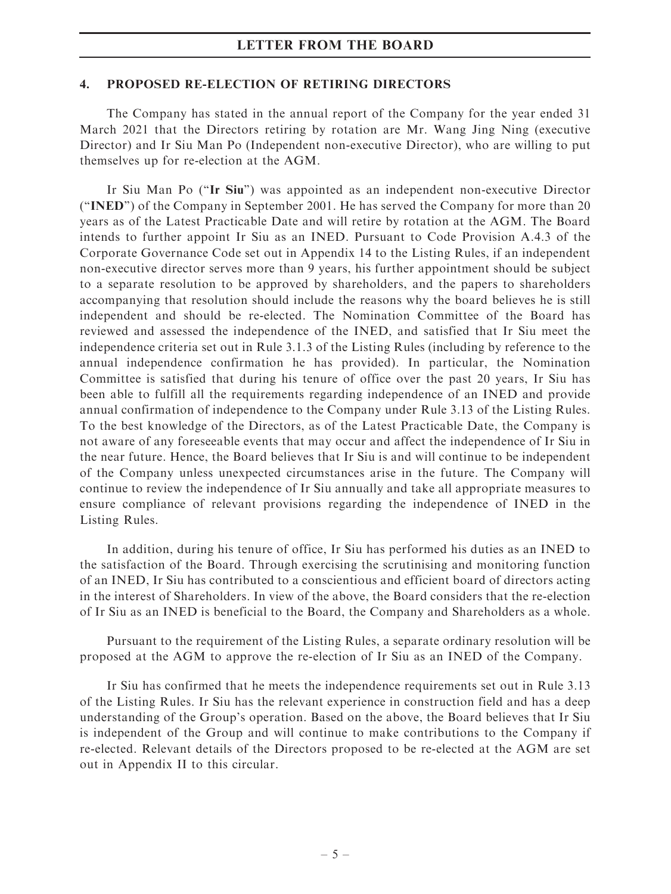## 4. PROPOSED RE-ELECTION OF RETIRING DIRECTORS

The Company has stated in the annual report of the Company for the year ended 31 March 2021 that the Directors retiring by rotation are Mr. Wang Jing Ning (executive Director) and Ir Siu Man Po (Independent non-executive Director), who are willing to put themselves up for re-election at the AGM.

Ir Siu Man Po ("**Ir Siu**") was appointed as an independent non-executive Director ("**INED**") of the Company in September 2001. He has served the Company for more than 20 years as of the Latest Practicable Date and will retire by rotation at the AGM. The Board intends to further appoint Ir Siu as an INED. Pursuant to Code Provision A.4.3 of the Corporate Governance Code set out in Appendix 14 to the Listing Rules, if an independent non-executive director serves more than 9 years, his further appointment should be subject to a separate resolution to be approved by shareholders, and the papers to shareholders accompanying that resolution should include the reasons why the board believes he is still independent and should be re-elected. The Nomination Committee of the Board has reviewed and assessed the independence of the INED, and satisfied that Ir Siu meet the independence criteria set out in Rule 3.1.3 of the Listing Rules (including by reference to the annual independence confirmation he has provided). In particular, the Nomination Committee is satisfied that during his tenure of office over the past 20 years, Ir Siu has been able to fulfill all the requirements regarding independence of an INED and provide annual confirmation of independence to the Company under Rule 3.13 of the Listing Rules. To the best knowledge of the Directors, as of the Latest Practicable Date, the Company is not aware of any foreseeable events that may occur and affect the independence of Ir Siu in the near future. Hence, the Board believes that Ir Siu is and will continue to be independent of the Company unless unexpected circumstances arise in the future. The Company will continue to review the independence of Ir Siu annually and take all appropriate measures to ensure compliance of relevant provisions regarding the independence of INED in the Listing Rules.

In addition, during his tenure of office, Ir Siu has performed his duties as an INED to the satisfaction of the Board. Through exercising the scrutinising and monitoring function of an INED, Ir Siu has contributed to a conscientious and efficient board of directors acting in the interest of Shareholders. In view of the above, the Board considers that the re-election of Ir Siu as an INED is beneficial to the Board, the Company and Shareholders as a whole.

Pursuant to the requirement of the Listing Rules, a separate ordinary resolution will be proposed at the AGM to approve the re-election of Ir Siu as an INED of the Company.

Ir Siu has confirmed that he meets the independence requirements set out in Rule 3.13 of the Listing Rules. Ir Siu has the relevant experience in construction field and has a deep understanding of the Group's operation. Based on the above, the Board believes that Ir Siu is independent of the Group and will continue to make contributions to the Company if re-elected. Relevant details of the Directors proposed to be re-elected at the AGM are set out in Appendix II to this circular.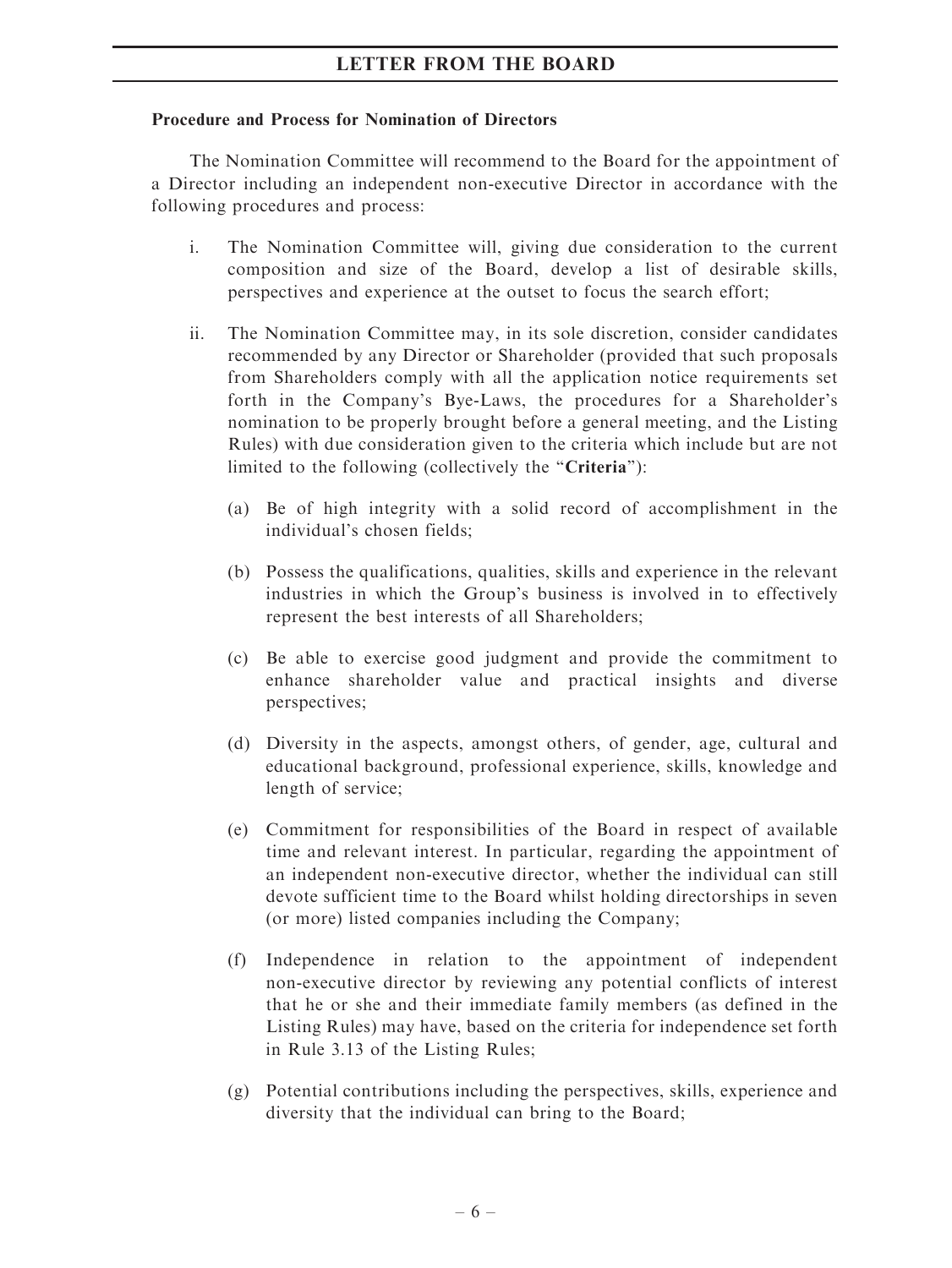**Procedure and Process for Nomination of Directors**

The Nomination Committee will recommend to the Board for the appointment of a Director including an independent non-executive Director in accordance with the following procedures and process:

i. The Nomination Committee will, giving due consideration to the current composition and size of the Board, develop a list of desirable skills, perspectives and experience at the outset to focus the search effort;

ii. The Nomination Committee may, in its sole discretion, consider candidates recommended by any Director or Shareholder (provided that such proposals from Shareholders comply with all the application notice requirements set forth in the Company's Bye-Laws, the procedures for a Shareholder's nomination to be properly brought before a general meeting, and the Listing Rules) with due consideration given to the criteria which include but are not limited to the following (collectively the "**Criteria**"):

   (a) Be of high integrity with a solid record of accomplishment in the individual's chosen fields;

   (b) Possess the qualifications, qualities, skills and experience in the relevant industries in which the Group's business is involved in to effectively represent the best interests of all Shareholders;

   (c) Be able to exercise good judgment and provide the commitment to enhance shareholder value and practical insights and diverse perspectives;

   (d) Diversity in the aspects, amongst others, of gender, age, cultural and educational background, professional experience, skills, knowledge and length of service;

   (e) Commitment for responsibilities of the Board in respect of available time and relevant interest. In particular, regarding the appointment of an independent non-executive director, whether the individual can still devote sufficient time to the Board whilst holding directorships in seven (or more) listed companies including the Company;

   (f) Independence in relation to the appointment of independent non-executive director by reviewing any potential conflicts of interest that he or she and their immediate family members (as defined in the Listing Rules) may have, based on the criteria for independence set forth in Rule 3.13 of the Listing Rules;

   (g) Potential contributions including the perspectives, skills, experience and diversity that the individual can bring to the Board;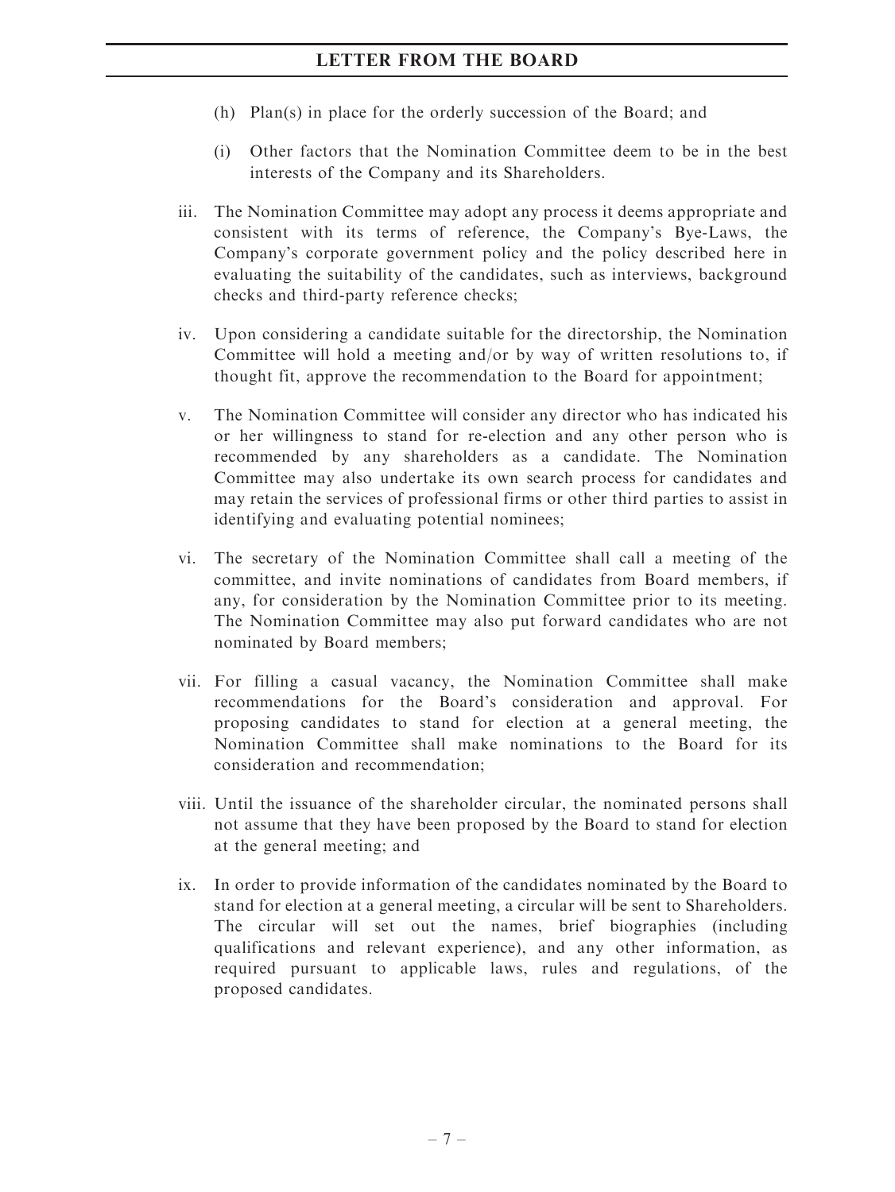(h) Plan(s) in place for the orderly succession of the Board; and

(i) Other factors that the Nomination Committee deem to be in the best interests of the Company and its Shareholders.

iii. The Nomination Committee may adopt any process it deems appropriate and consistent with its terms of reference, the Company's Bye-Laws, the Company's corporate government policy and the policy described here in evaluating the suitability of the candidates, such as interviews, background checks and third-party reference checks;

iv. Upon considering a candidate suitable for the directorship, the Nomination Committee will hold a meeting and/or by way of written resolutions to, if thought fit, approve the recommendation to the Board for appointment;

v. The Nomination Committee will consider any director who has indicated his or her willingness to stand for re-election and any other person who is recommended by any shareholders as a candidate. The Nomination Committee may also undertake its own search process for candidates and may retain the services of professional firms or other third parties to assist in identifying and evaluating potential nominees;

vi. The secretary of the Nomination Committee shall call a meeting of the committee, and invite nominations of candidates from Board members, if any, for consideration by the Nomination Committee prior to its meeting. The Nomination Committee may also put forward candidates who are not nominated by Board members;

vii. For filling a casual vacancy, the Nomination Committee shall make recommendations for the Board's consideration and approval. For proposing candidates to stand for election at a general meeting, the Nomination Committee shall make nominations to the Board for its consideration and recommendation;

viii. Until the issuance of the shareholder circular, the nominated persons shall not assume that they have been proposed by the Board to stand for election at the general meeting; and

ix. In order to provide information of the candidates nominated by the Board to stand for election at a general meeting, a circular will be sent to Shareholders. The circular will set out the names, brief biographies (including qualifications and relevant experience), and any other information, as required pursuant to applicable laws, rules and regulations, of the proposed candidates.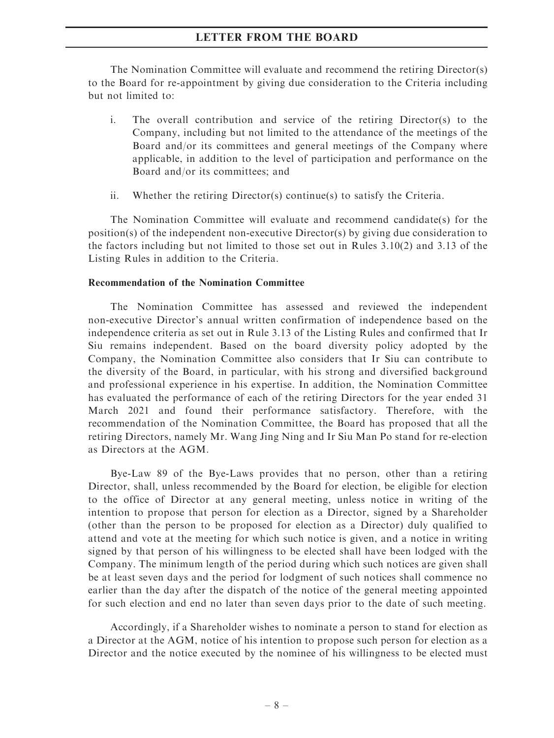The Nomination Committee will evaluate and recommend the retiring Director(s) to the Board for re-appointment by giving due consideration to the Criteria including but not limited to:

i. The overall contribution and service of the retiring Director(s) to the Company, including but not limited to the attendance of the meetings of the Board and/or its committees and general meetings of the Company where applicable, in addition to the level of participation and performance on the Board and/or its committees; and

ii. Whether the retiring Director(s) continue(s) to satisfy the Criteria.

The Nomination Committee will evaluate and recommend candidate(s) for the position(s) of the independent non-executive Director(s) by giving due consideration to the factors including but not limited to those set out in Rules 3.10(2) and 3.13 of the Listing Rules in addition to the Criteria.

**Recommendation of the Nomination Committee**

The Nomination Committee has assessed and reviewed the independent non-executive Director's annual written confirmation of independence based on the independence criteria as set out in Rule 3.13 of the Listing Rules and confirmed that Ir Siu remains independent. Based on the board diversity policy adopted by the Company, the Nomination Committee also considers that Ir Siu can contribute to the diversity of the Board, in particular, with his strong and diversified background and professional experience in his expertise. In addition, the Nomination Committee has evaluated the performance of each of the retiring Directors for the year ended 31 March 2021 and found their performance satisfactory. Therefore, with the recommendation of the Nomination Committee, the Board has proposed that all the retiring Directors, namely Mr. Wang Jing Ning and Ir Siu Man Po stand for re-election as Directors at the AGM.

Bye-Law 89 of the Bye-Laws provides that no person, other than a retiring Director, shall, unless recommended by the Board for election, be eligible for election to the office of Director at any general meeting, unless notice in writing of the intention to propose that person for election as a Director, signed by a Shareholder (other than the person to be proposed for election as a Director) duly qualified to attend and vote at the meeting for which such notice is given, and a notice in writing signed by that person of his willingness to be elected shall have been lodged with the Company. The minimum length of the period during which such notices are given shall be at least seven days and the period for lodgment of such notices shall commence no earlier than the day after the dispatch of the notice of the general meeting appointed for such election and end no later than seven days prior to the date of such meeting.

Accordingly, if a Shareholder wishes to nominate a person to stand for election as a Director at the AGM, notice of his intention to propose such person for election as a Director and the notice executed by the nominee of his willingness to be elected must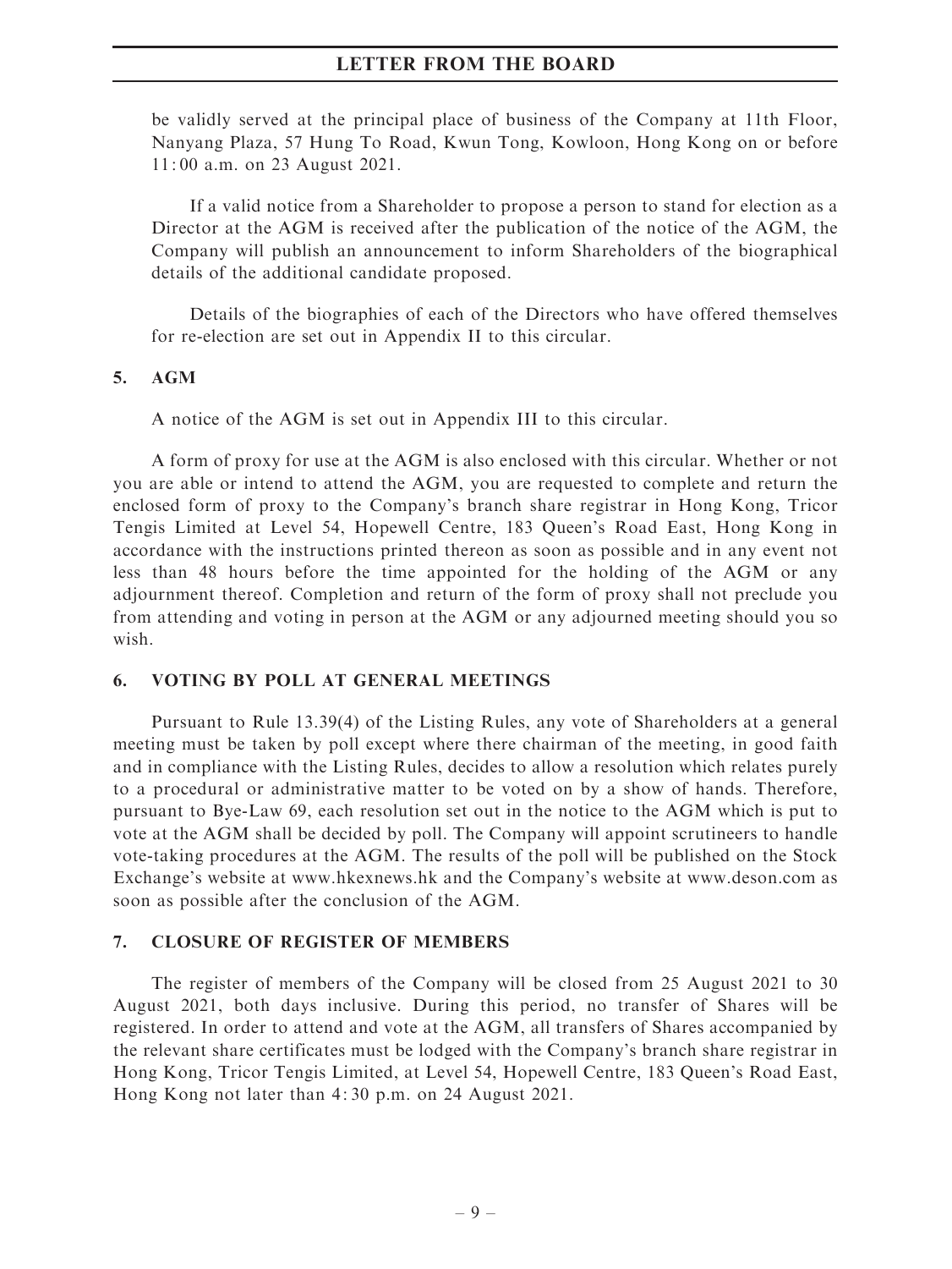be validly served at the principal place of business of the Company at 11th Floor, Nanyang Plaza, 57 Hung To Road, Kwun Tong, Kowloon, Hong Kong on or before 11:00 a.m. on 23 August 2021.

If a valid notice from a Shareholder to propose a person to stand for election as a Director at the AGM is received after the publication of the notice of the AGM, the Company will publish an announcement to inform Shareholders of the biographical details of the additional candidate proposed.

Details of the biographies of each of the Directors who have offered themselves for re-election are set out in Appendix II to this circular.

## 5. AGM

A notice of the AGM is set out in Appendix III to this circular.

A form of proxy for use at the AGM is also enclosed with this circular. Whether or not you are able or intend to attend the AGM, you are requested to complete and return the enclosed form of proxy to the Company's branch share registrar in Hong Kong, Tricor Tengis Limited at Level 54, Hopewell Centre, 183 Queen's Road East, Hong Kong in accordance with the instructions printed thereon as soon as possible and in any event not less than 48 hours before the time appointed for the holding of the AGM or any adjournment thereof. Completion and return of the form of proxy shall not preclude you from attending and voting in person at the AGM or any adjourned meeting should you so wish.

## 6. VOTING BY POLL AT GENERAL MEETINGS

Pursuant to Rule 13.39(4) of the Listing Rules, any vote of Shareholders at a general meeting must be taken by poll except where there chairman of the meeting, in good faith and in compliance with the Listing Rules, decides to allow a resolution which relates purely to a procedural or administrative matter to be voted on by a show of hands. Therefore, pursuant to Bye-Law 69, each resolution set out in the notice to the AGM which is put to vote at the AGM shall be decided by poll. The Company will appoint scrutineers to handle vote-taking procedures at the AGM. The results of the poll will be published on the Stock Exchange's website at www.hkexnews.hk and the Company's website at www.deson.com as soon as possible after the conclusion of the AGM.

## 7. CLOSURE OF REGISTER OF MEMBERS

The register of members of the Company will be closed from 25 August 2021 to 30 August 2021, both days inclusive. During this period, no transfer of Shares will be registered. In order to attend and vote at the AGM, all transfers of Shares accompanied by the relevant share certificates must be lodged with the Company's branch share registrar in Hong Kong, Tricor Tengis Limited, at Level 54, Hopewell Centre, 183 Queen's Road East, Hong Kong not later than 4:30 p.m. on 24 August 2021.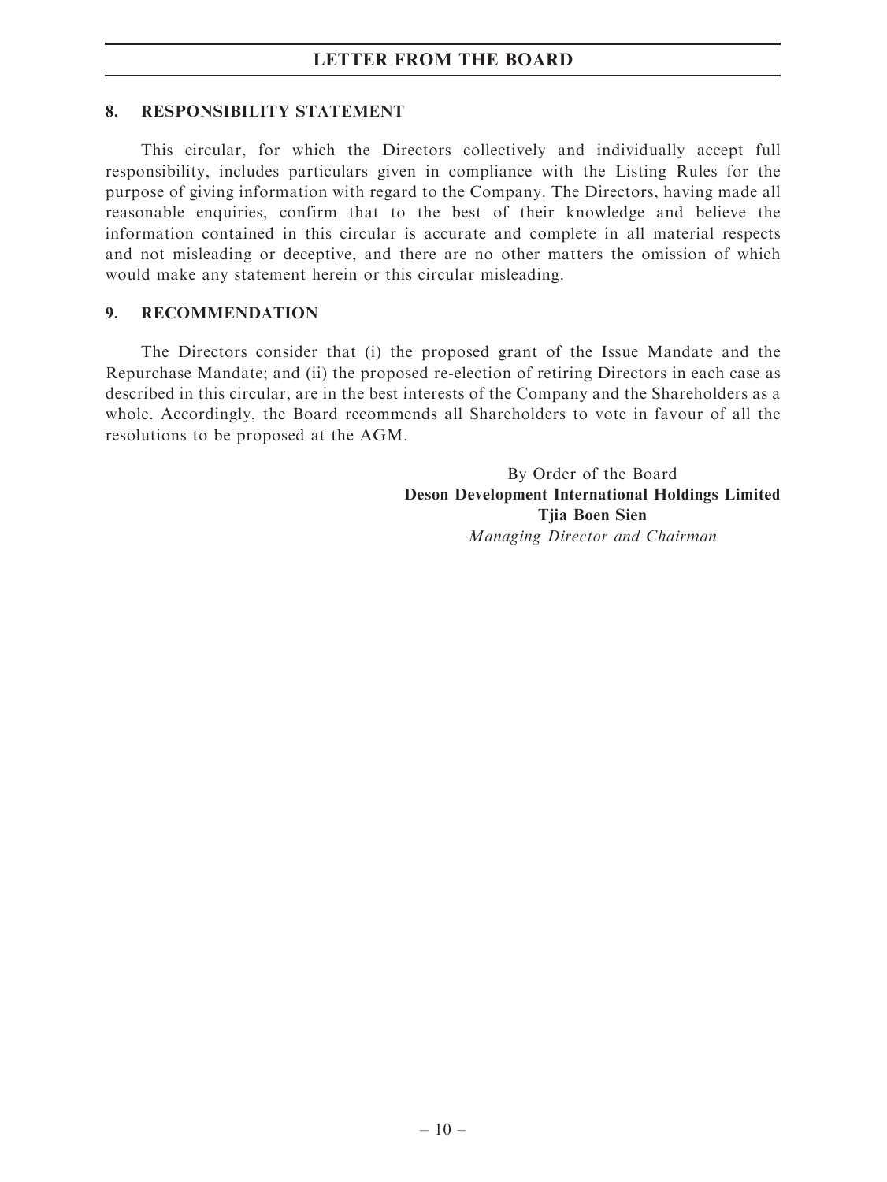## 8. RESPONSIBILITY STATEMENT

This circular, for which the Directors collectively and individually accept full responsibility, includes particulars given in compliance with the Listing Rules for the purpose of giving information with regard to the Company. The Directors, having made all reasonable enquiries, confirm that to the best of their knowledge and believe the information contained in this circular is accurate and complete in all material respects and not misleading or deceptive, and there are no other matters the omission of which would make any statement herein or this circular misleading.

## 9. RECOMMENDATION

The Directors consider that (i) the proposed grant of the Issue Mandate and the Repurchase Mandate; and (ii) the proposed re-election of retiring Directors in each case as described in this circular, are in the best interests of the Company and the Shareholders as a whole. Accordingly, the Board recommends all Shareholders to vote in favour of all the resolutions to be proposed at the AGM.

By Order of the Board
**Deson Development International Holdings Limited**
**Tjia Boen Sien**
*Managing Director and Chairman*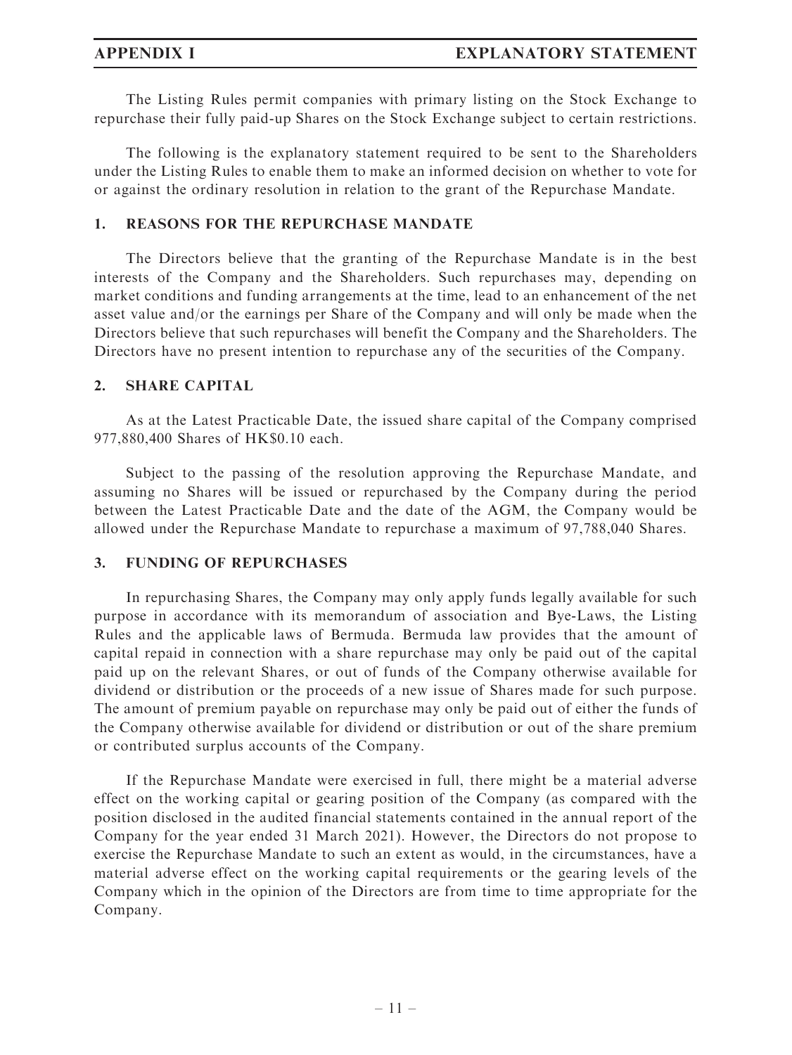The Listing Rules permit companies with primary listing on the Stock Exchange to repurchase their fully paid-up Shares on the Stock Exchange subject to certain restrictions.

The following is the explanatory statement required to be sent to the Shareholders under the Listing Rules to enable them to make an informed decision on whether to vote for or against the ordinary resolution in relation to the grant of the Repurchase Mandate.

## 1. REASONS FOR THE REPURCHASE MANDATE

The Directors believe that the granting of the Repurchase Mandate is in the best interests of the Company and the Shareholders. Such repurchases may, depending on market conditions and funding arrangements at the time, lead to an enhancement of the net asset value and/or the earnings per Share of the Company and will only be made when the Directors believe that such repurchases will benefit the Company and the Shareholders. The Directors have no present intention to repurchase any of the securities of the Company.

## 2. SHARE CAPITAL

As at the Latest Practicable Date, the issued share capital of the Company comprised 977,880,400 Shares of HK$0.10 each.

Subject to the passing of the resolution approving the Repurchase Mandate, and assuming no Shares will be issued or repurchased by the Company during the period between the Latest Practicable Date and the date of the AGM, the Company would be allowed under the Repurchase Mandate to repurchase a maximum of 97,788,040 Shares.

## 3. FUNDING OF REPURCHASES

In repurchasing Shares, the Company may only apply funds legally available for such purpose in accordance with its memorandum of association and Bye-Laws, the Listing Rules and the applicable laws of Bermuda. Bermuda law provides that the amount of capital repaid in connection with a share repurchase may only be paid out of the capital paid up on the relevant Shares, or out of funds of the Company otherwise available for dividend or distribution or the proceeds of a new issue of Shares made for such purpose. The amount of premium payable on repurchase may only be paid out of either the funds of the Company otherwise available for dividend or distribution or out of the share premium or contributed surplus accounts of the Company.

If the Repurchase Mandate were exercised in full, there might be a material adverse effect on the working capital or gearing position of the Company (as compared with the position disclosed in the audited financial statements contained in the annual report of the Company for the year ended 31 March 2021). However, the Directors do not propose to exercise the Repurchase Mandate to such an extent as would, in the circumstances, have a material adverse effect on the working capital requirements or the gearing levels of the Company which in the opinion of the Directors are from time to time appropriate for the Company.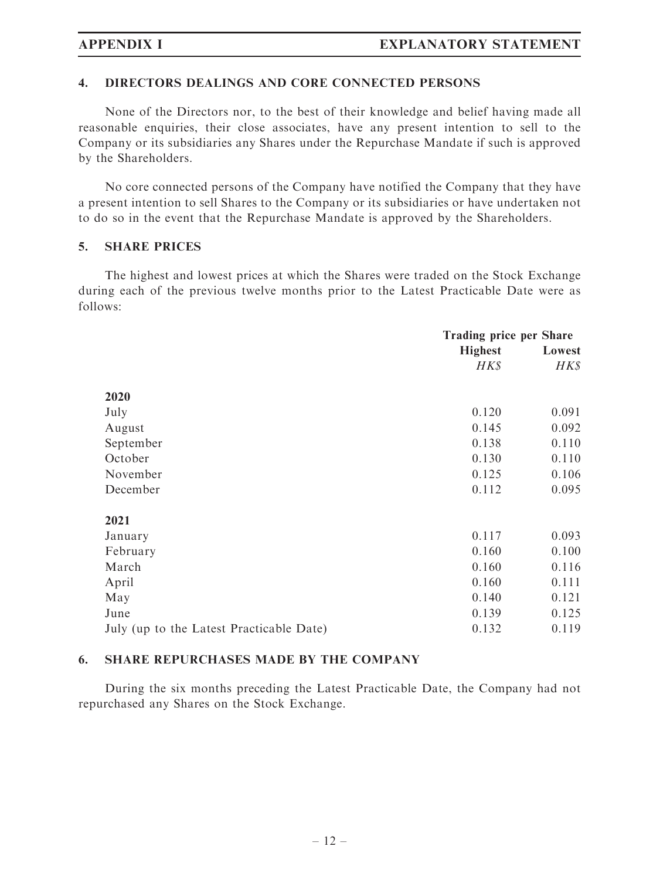## 4. DIRECTORS DEALINGS AND CORE CONNECTED PERSONS

None of the Directors nor, to the best of their knowledge and belief having made all reasonable enquiries, their close associates, have any present intention to sell to the Company or its subsidiaries any Shares under the Repurchase Mandate if such is approved by the Shareholders.

No core connected persons of the Company have notified the Company that they have a present intention to sell Shares to the Company or its subsidiaries or have undertaken not to do so in the event that the Repurchase Mandate is approved by the Shareholders.

## 5. SHARE PRICES

The highest and lowest prices at which the Shares were traded on the Stock Exchange during each of the previous twelve months prior to the Latest Practicable Date were as follows:

| | Trading price per Share | |
|---|---|---|
| | **Highest** | **Lowest** |
| | *HK$* | *HK$* |
| **2020** | | |
| July | 0.120 | 0.091 |
| August | 0.145 | 0.092 |
| September | 0.138 | 0.110 |
| October | 0.130 | 0.110 |
| November | 0.125 | 0.106 |
| December | 0.112 | 0.095 |
| **2021** | | |
| January | 0.117 | 0.093 |
| February | 0.160 | 0.100 |
| March | 0.160 | 0.116 |
| April | 0.160 | 0.111 |
| May | 0.140 | 0.121 |
| June | 0.139 | 0.125 |
| July (up to the Latest Practicable Date) | 0.132 | 0.119 |

## 6. SHARE REPURCHASES MADE BY THE COMPANY

During the six months preceding the Latest Practicable Date, the Company had not repurchased any Shares on the Stock Exchange.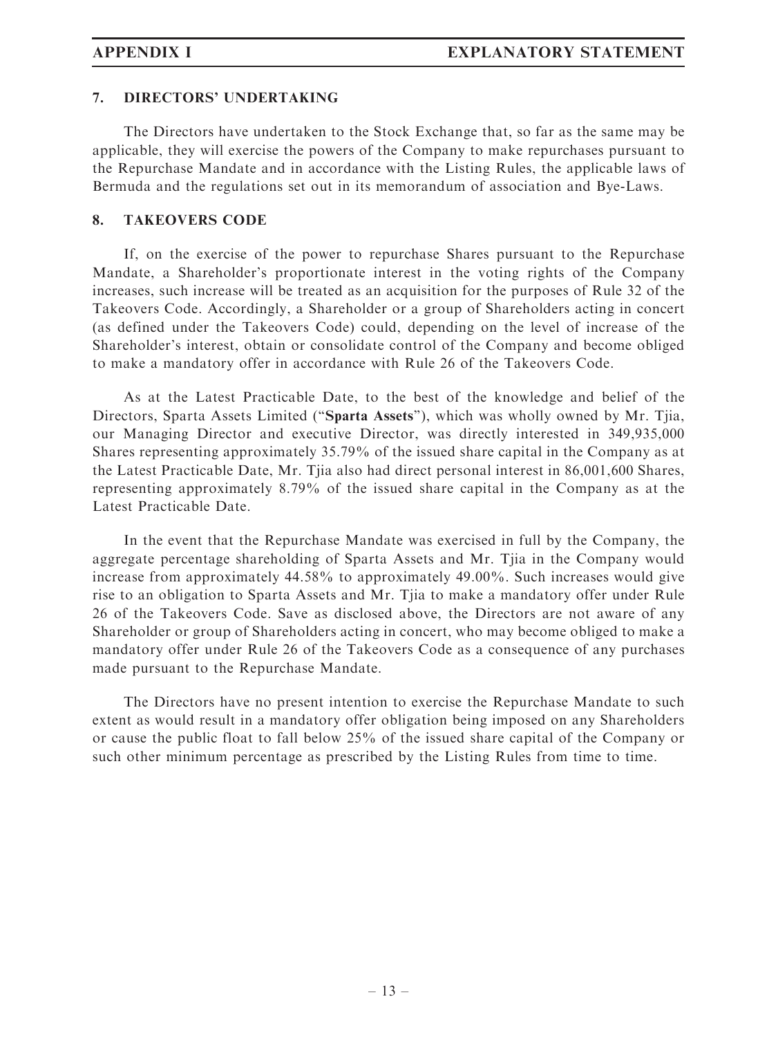## 7. DIRECTORS' UNDERTAKING

The Directors have undertaken to the Stock Exchange that, so far as the same may be applicable, they will exercise the powers of the Company to make repurchases pursuant to the Repurchase Mandate and in accordance with the Listing Rules, the applicable laws of Bermuda and the regulations set out in its memorandum of association and Bye-Laws.

## 8. TAKEOVERS CODE

If, on the exercise of the power to repurchase Shares pursuant to the Repurchase Mandate, a Shareholder's proportionate interest in the voting rights of the Company increases, such increase will be treated as an acquisition for the purposes of Rule 32 of the Takeovers Code. Accordingly, a Shareholder or a group of Shareholders acting in concert (as defined under the Takeovers Code) could, depending on the level of increase of the Shareholder's interest, obtain or consolidate control of the Company and become obliged to make a mandatory offer in accordance with Rule 26 of the Takeovers Code.

As at the Latest Practicable Date, to the best of the knowledge and belief of the Directors, Sparta Assets Limited ("**Sparta Assets**"), which was wholly owned by Mr. Tjia, our Managing Director and executive Director, was directly interested in 349,935,000 Shares representing approximately 35.79% of the issued share capital in the Company as at the Latest Practicable Date, Mr. Tjia also had direct personal interest in 86,001,600 Shares, representing approximately 8.79% of the issued share capital in the Company as at the Latest Practicable Date.

In the event that the Repurchase Mandate was exercised in full by the Company, the aggregate percentage shareholding of Sparta Assets and Mr. Tjia in the Company would increase from approximately 44.58% to approximately 49.00%. Such increases would give rise to an obligation to Sparta Assets and Mr. Tjia to make a mandatory offer under Rule 26 of the Takeovers Code. Save as disclosed above, the Directors are not aware of any Shareholder or group of Shareholders acting in concert, who may become obliged to make a mandatory offer under Rule 26 of the Takeovers Code as a consequence of any purchases made pursuant to the Repurchase Mandate.

The Directors have no present intention to exercise the Repurchase Mandate to such extent as would result in a mandatory offer obligation being imposed on any Shareholders or cause the public float to fall below 25% of the issued share capital of the Company or such other minimum percentage as prescribed by the Listing Rules from time to time.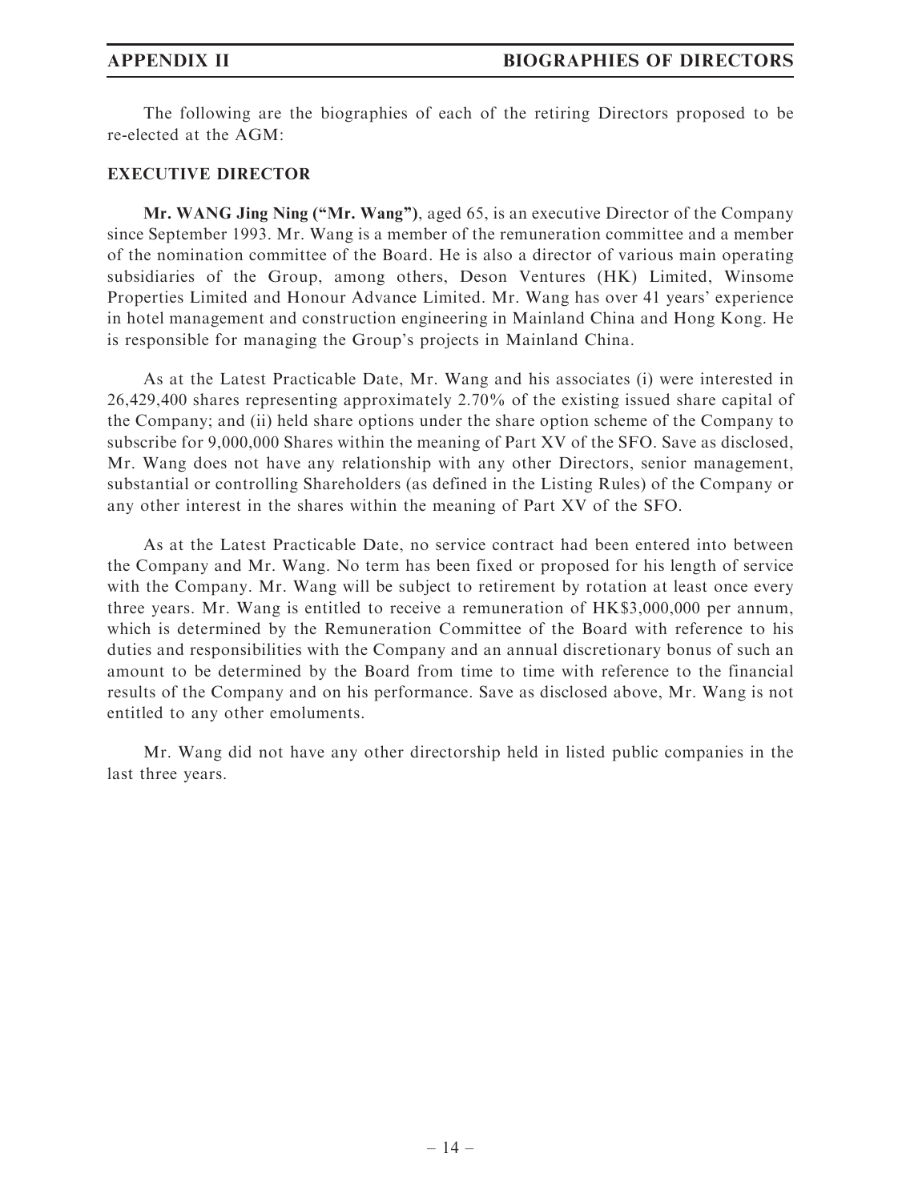The following are the biographies of each of the retiring Directors proposed to be re-elected at the AGM:

## EXECUTIVE DIRECTOR

**Mr. WANG Jing Ning ("Mr. Wang")**, aged 65, is an executive Director of the Company since September 1993. Mr. Wang is a member of the remuneration committee and a member of the nomination committee of the Board. He is also a director of various main operating subsidiaries of the Group, among others, Deson Ventures (HK) Limited, Winsome Properties Limited and Honour Advance Limited. Mr. Wang has over 41 years' experience in hotel management and construction engineering in Mainland China and Hong Kong. He is responsible for managing the Group's projects in Mainland China.

As at the Latest Practicable Date, Mr. Wang and his associates (i) were interested in 26,429,400 shares representing approximately 2.70% of the existing issued share capital of the Company; and (ii) held share options under the share option scheme of the Company to subscribe for 9,000,000 Shares within the meaning of Part XV of the SFO. Save as disclosed, Mr. Wang does not have any relationship with any other Directors, senior management, substantial or controlling Shareholders (as defined in the Listing Rules) of the Company or any other interest in the shares within the meaning of Part XV of the SFO.

As at the Latest Practicable Date, no service contract had been entered into between the Company and Mr. Wang. No term has been fixed or proposed for his length of service with the Company. Mr. Wang will be subject to retirement by rotation at least once every three years. Mr. Wang is entitled to receive a remuneration of HK$3,000,000 per annum, which is determined by the Remuneration Committee of the Board with reference to his duties and responsibilities with the Company and an annual discretionary bonus of such an amount to be determined by the Board from time to time with reference to the financial results of the Company and on his performance. Save as disclosed above, Mr. Wang is not entitled to any other emoluments.

Mr. Wang did not have any other directorship held in listed public companies in the last three years.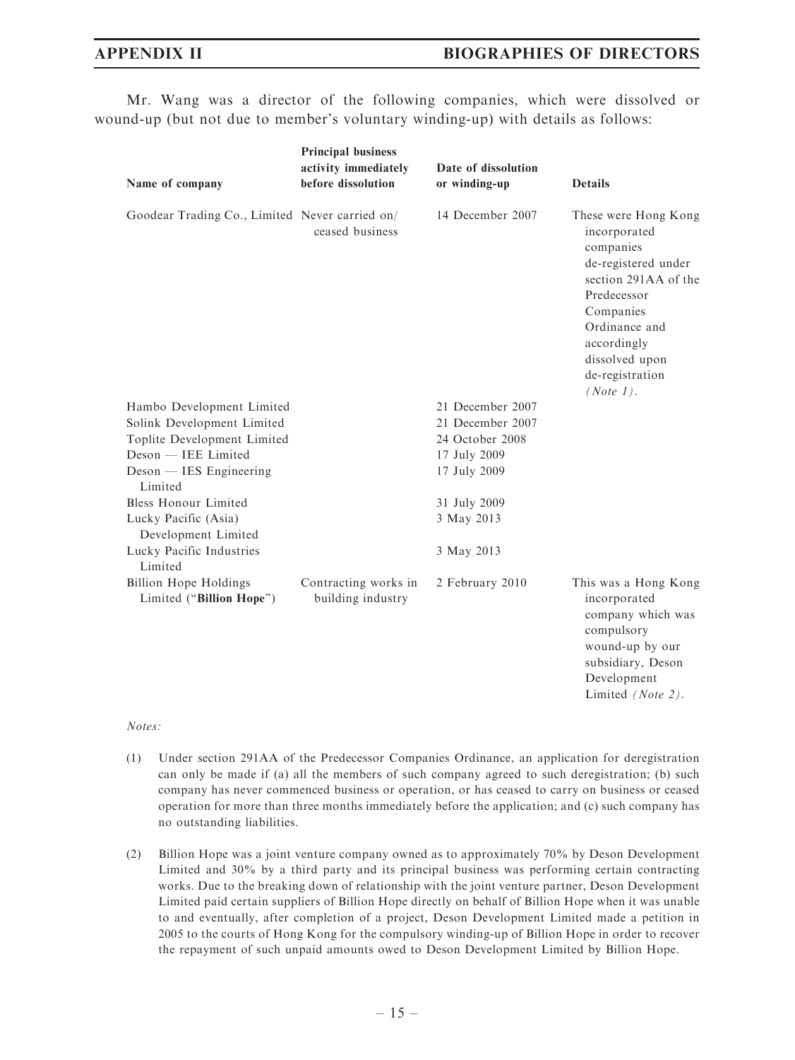Mr. Wang was a director of the following companies, which were dissolved or wound-up (but not due to member's voluntary winding-up) with details as follows:

| Name of company | Principal business activity immediately before dissolution | Date of dissolution or winding-up | Details |
|---|---|---|---|
| Goodear Trading Co., Limited | Never carried on/ ceased business | 14 December 2007 | These were Hong Kong incorporated companies de-registered under section 291AA of the Predecessor Companies Ordinance and accordingly dissolved upon de-registration *(Note 1)*. |
| Hambo Development Limited | | 21 December 2007 | |
| Solink Development Limited | | 21 December 2007 | |
| Toplite Development Limited | | 24 October 2008 | |
| Deson — IEE Limited | | 17 July 2009 | |
| Deson — IES Engineering Limited | | 17 July 2009 | |
| Bless Honour Limited | | 31 July 2009 | |
| Lucky Pacific (Asia) Development Limited | | 3 May 2013 | |
| Lucky Pacific Industries Limited | | 3 May 2013 | |
| Billion Hope Holdings Limited ("**Billion Hope**") | Contracting works in building industry | 2 February 2010 | This was a Hong Kong incorporated company which was compulsory wound-up by our subsidiary, Deson Development Limited *(Note 2)*. |

*Notes:*

(1) Under section 291AA of the Predecessor Companies Ordinance, an application for deregistration can only be made if (a) all the members of such company agreed to such deregistration; (b) such company has never commenced business or operation, or has ceased to carry on business or ceased operation for more than three months immediately before the application; and (c) such company has no outstanding liabilities.

(2) Billion Hope was a joint venture company owned as to approximately 70% by Deson Development Limited and 30% by a third party and its principal business was performing certain contracting works. Due to the breaking down of relationship with the joint venture partner, Deson Development Limited paid certain suppliers of Billion Hope directly on behalf of Billion Hope when it was unable to and eventually, after completion of a project, Deson Development Limited made a petition in 2005 to the courts of Hong Kong for the compulsory winding-up of Billion Hope in order to recover the repayment of such unpaid amounts owed to Deson Development Limited by Billion Hope.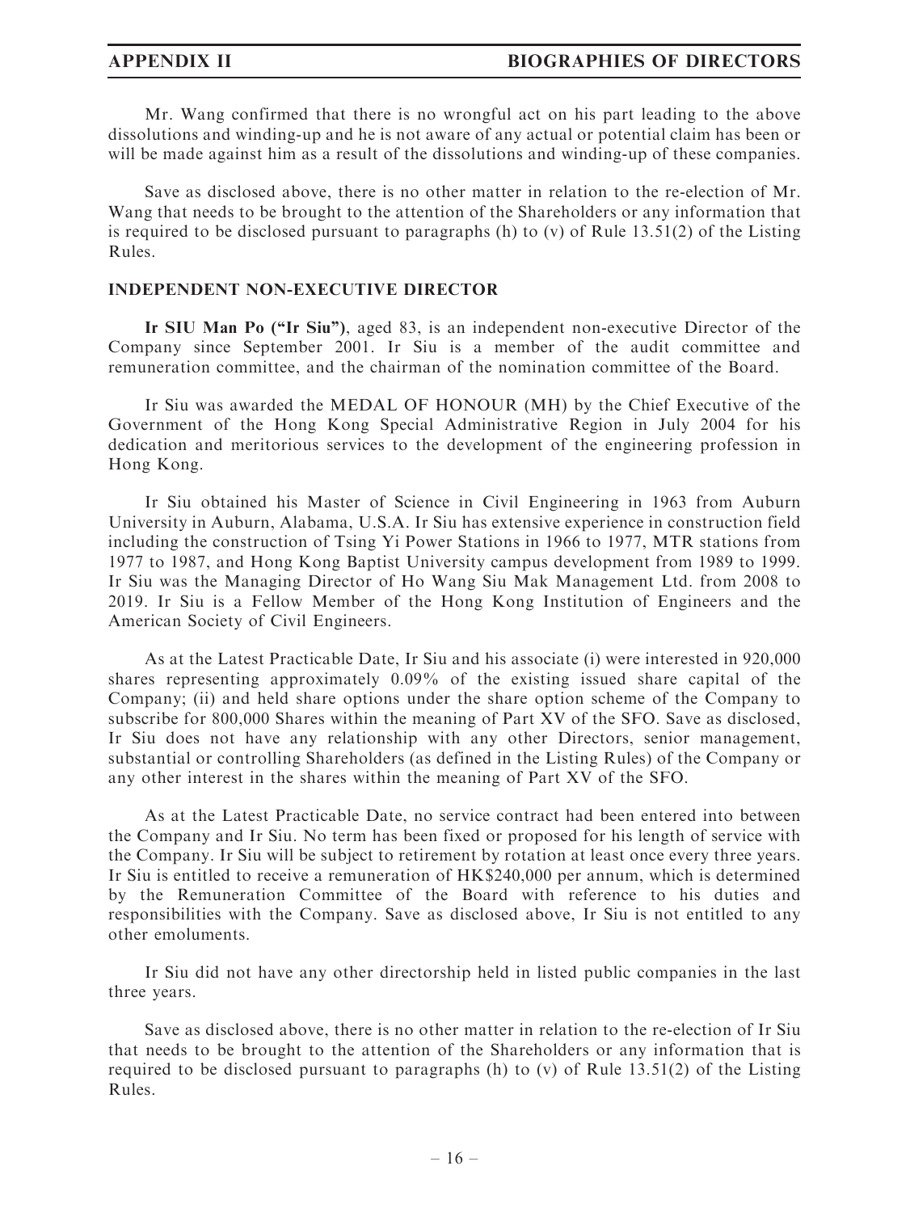Mr. Wang confirmed that there is no wrongful act on his part leading to the above dissolutions and winding-up and he is not aware of any actual or potential claim has been or will be made against him as a result of the dissolutions and winding-up of these companies.

Save as disclosed above, there is no other matter in relation to the re-election of Mr. Wang that needs to be brought to the attention of the Shareholders or any information that is required to be disclosed pursuant to paragraphs (h) to (v) of Rule 13.51(2) of the Listing Rules.

**INDEPENDENT NON-EXECUTIVE DIRECTOR**

**Ir SIU Man Po ("Ir Siu")**, aged 83, is an independent non-executive Director of the Company since September 2001. Ir Siu is a member of the audit committee and remuneration committee, and the chairman of the nomination committee of the Board.

Ir Siu was awarded the MEDAL OF HONOUR (MH) by the Chief Executive of the Government of the Hong Kong Special Administrative Region in July 2004 for his dedication and meritorious services to the development of the engineering profession in Hong Kong.

Ir Siu obtained his Master of Science in Civil Engineering in 1963 from Auburn University in Auburn, Alabama, U.S.A. Ir Siu has extensive experience in construction field including the construction of Tsing Yi Power Stations in 1966 to 1977, MTR stations from 1977 to 1987, and Hong Kong Baptist University campus development from 1989 to 1999. Ir Siu was the Managing Director of Ho Wang Siu Mak Management Ltd. from 2008 to 2019. Ir Siu is a Fellow Member of the Hong Kong Institution of Engineers and the American Society of Civil Engineers.

As at the Latest Practicable Date, Ir Siu and his associate (i) were interested in 920,000 shares representing approximately 0.09% of the existing issued share capital of the Company; (ii) and held share options under the share option scheme of the Company to subscribe for 800,000 Shares within the meaning of Part XV of the SFO. Save as disclosed, Ir Siu does not have any relationship with any other Directors, senior management, substantial or controlling Shareholders (as defined in the Listing Rules) of the Company or any other interest in the shares within the meaning of Part XV of the SFO.

As at the Latest Practicable Date, no service contract had been entered into between the Company and Ir Siu. No term has been fixed or proposed for his length of service with the Company. Ir Siu will be subject to retirement by rotation at least once every three years. Ir Siu is entitled to receive a remuneration of HK$240,000 per annum, which is determined by the Remuneration Committee of the Board with reference to his duties and responsibilities with the Company. Save as disclosed above, Ir Siu is not entitled to any other emoluments.

Ir Siu did not have any other directorship held in listed public companies in the last three years.

Save as disclosed above, there is no other matter in relation to the re-election of Ir Siu that needs to be brought to the attention of the Shareholders or any information that is required to be disclosed pursuant to paragraphs (h) to (v) of Rule 13.51(2) of the Listing Rules.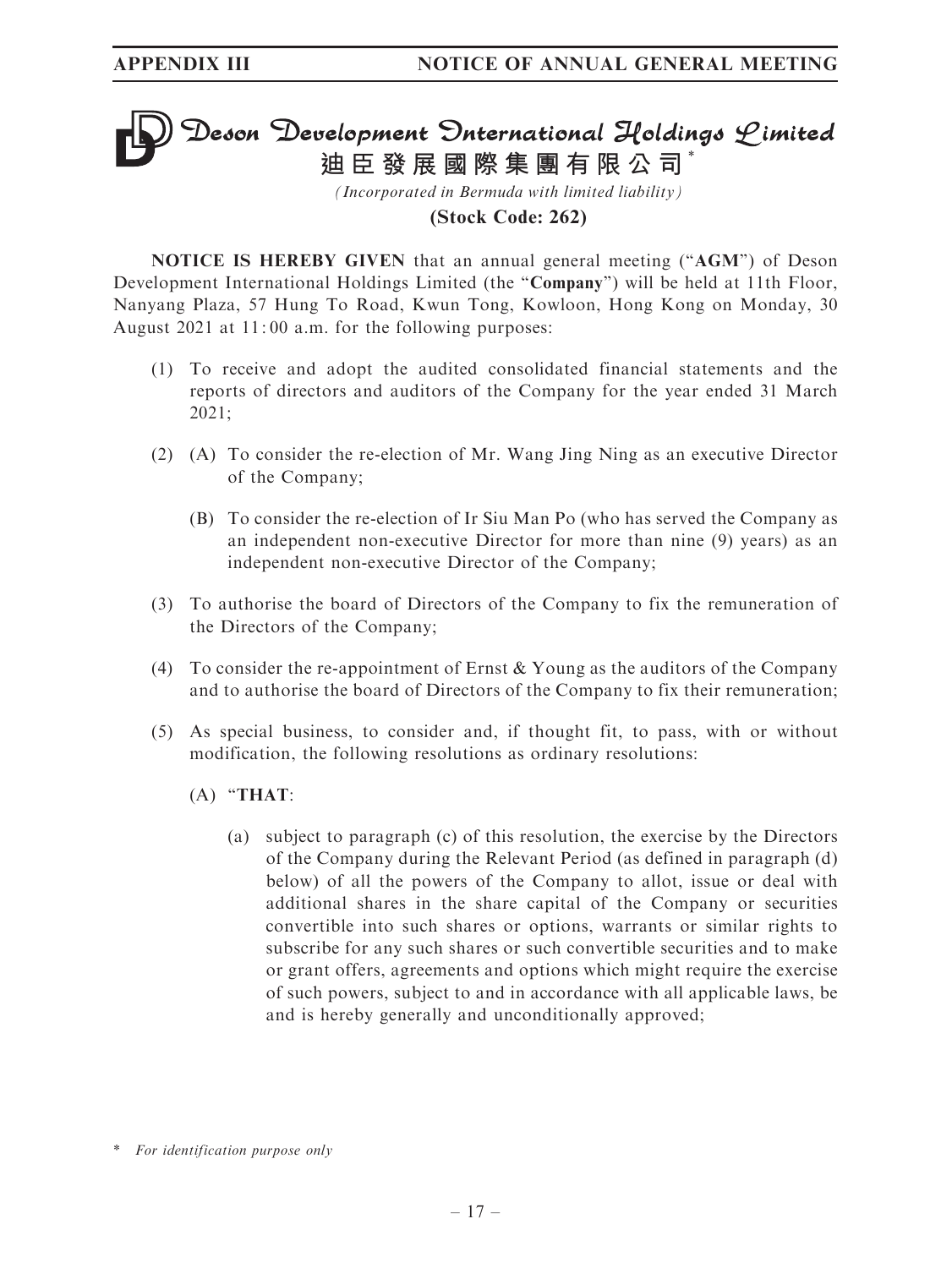# Deson Development International Holdings Limited

**迪臣發展國際集團有限公司***

*(Incorporated in Bermuda with limited liability)*

**(Stock Code: 262)**

**NOTICE IS HEREBY GIVEN** that an annual general meeting ("**AGM**") of Deson Development International Holdings Limited (the "**Company**") will be held at 11th Floor, Nanyang Plaza, 57 Hung To Road, Kwun Tong, Kowloon, Hong Kong on Monday, 30 August 2021 at 11:00 a.m. for the following purposes:

(1) To receive and adopt the audited consolidated financial statements and the reports of directors and auditors of the Company for the year ended 31 March 2021;

(2) (A) To consider the re-election of Mr. Wang Jing Ning as an executive Director of the Company;

(B) To consider the re-election of Ir Siu Man Po (who has served the Company as an independent non-executive Director for more than nine (9) years) as an independent non-executive Director of the Company;

(3) To authorise the board of Directors of the Company to fix the remuneration of the Directors of the Company;

(4) To consider the re-appointment of Ernst & Young as the auditors of the Company and to authorise the board of Directors of the Company to fix their remuneration;

(5) As special business, to consider and, if thought fit, to pass, with or without modification, the following resolutions as ordinary resolutions:

(A) "**THAT**:

(a) subject to paragraph (c) of this resolution, the exercise by the Directors of the Company during the Relevant Period (as defined in paragraph (d) below) of all the powers of the Company to allot, issue or deal with additional shares in the share capital of the Company or securities convertible into such shares or options, warrants or similar rights to subscribe for any such shares or such convertible securities and to make or grant offers, agreements and options which might require the exercise of such powers, subject to and in accordance with all applicable laws, be and is hereby generally and unconditionally approved;

\* *For identification purpose only*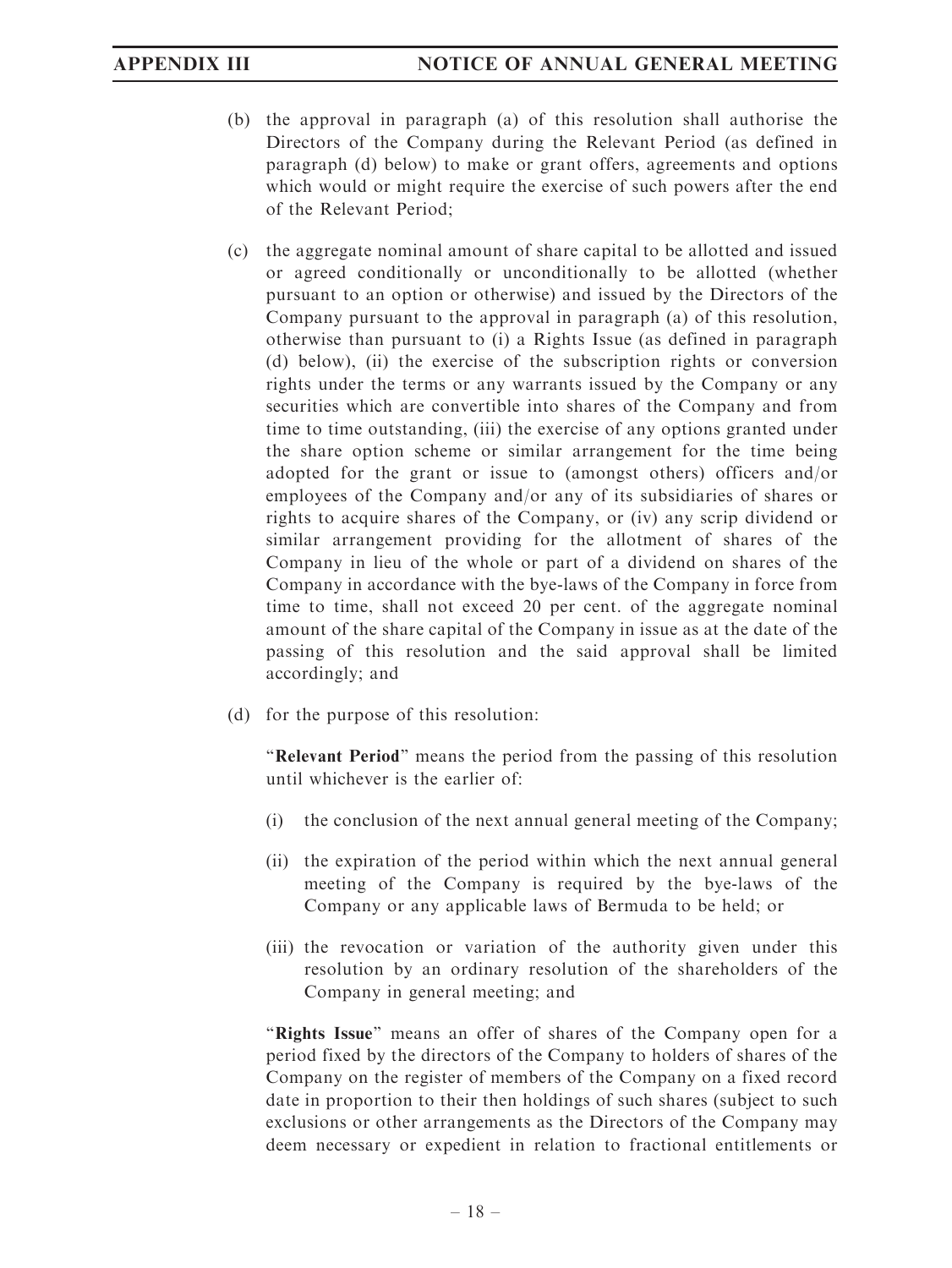(b) the approval in paragraph (a) of this resolution shall authorise the Directors of the Company during the Relevant Period (as defined in paragraph (d) below) to make or grant offers, agreements and options which would or might require the exercise of such powers after the end of the Relevant Period;

(c) the aggregate nominal amount of share capital to be allotted and issued or agreed conditionally or unconditionally to be allotted (whether pursuant to an option or otherwise) and issued by the Directors of the Company pursuant to the approval in paragraph (a) of this resolution, otherwise than pursuant to (i) a Rights Issue (as defined in paragraph (d) below), (ii) the exercise of the subscription rights or conversion rights under the terms or any warrants issued by the Company or any securities which are convertible into shares of the Company and from time to time outstanding, (iii) the exercise of any options granted under the share option scheme or similar arrangement for the time being adopted for the grant or issue to (amongst others) officers and/or employees of the Company and/or any of its subsidiaries of shares or rights to acquire shares of the Company, or (iv) any scrip dividend or similar arrangement providing for the allotment of shares of the Company in lieu of the whole or part of a dividend on shares of the Company in accordance with the bye-laws of the Company in force from time to time, shall not exceed 20 per cent. of the aggregate nominal amount of the share capital of the Company in issue as at the date of the passing of this resolution and the said approval shall be limited accordingly; and

(d) for the purpose of this resolution:

"**Relevant Period**" means the period from the passing of this resolution until whichever is the earlier of:

(i) the conclusion of the next annual general meeting of the Company;

(ii) the expiration of the period within which the next annual general meeting of the Company is required by the bye-laws of the Company or any applicable laws of Bermuda to be held; or

(iii) the revocation or variation of the authority given under this resolution by an ordinary resolution of the shareholders of the Company in general meeting; and

"**Rights Issue**" means an offer of shares of the Company open for a period fixed by the directors of the Company to holders of shares of the Company on the register of members of the Company on a fixed record date in proportion to their then holdings of such shares (subject to such exclusions or other arrangements as the Directors of the Company may deem necessary or expedient in relation to fractional entitlements or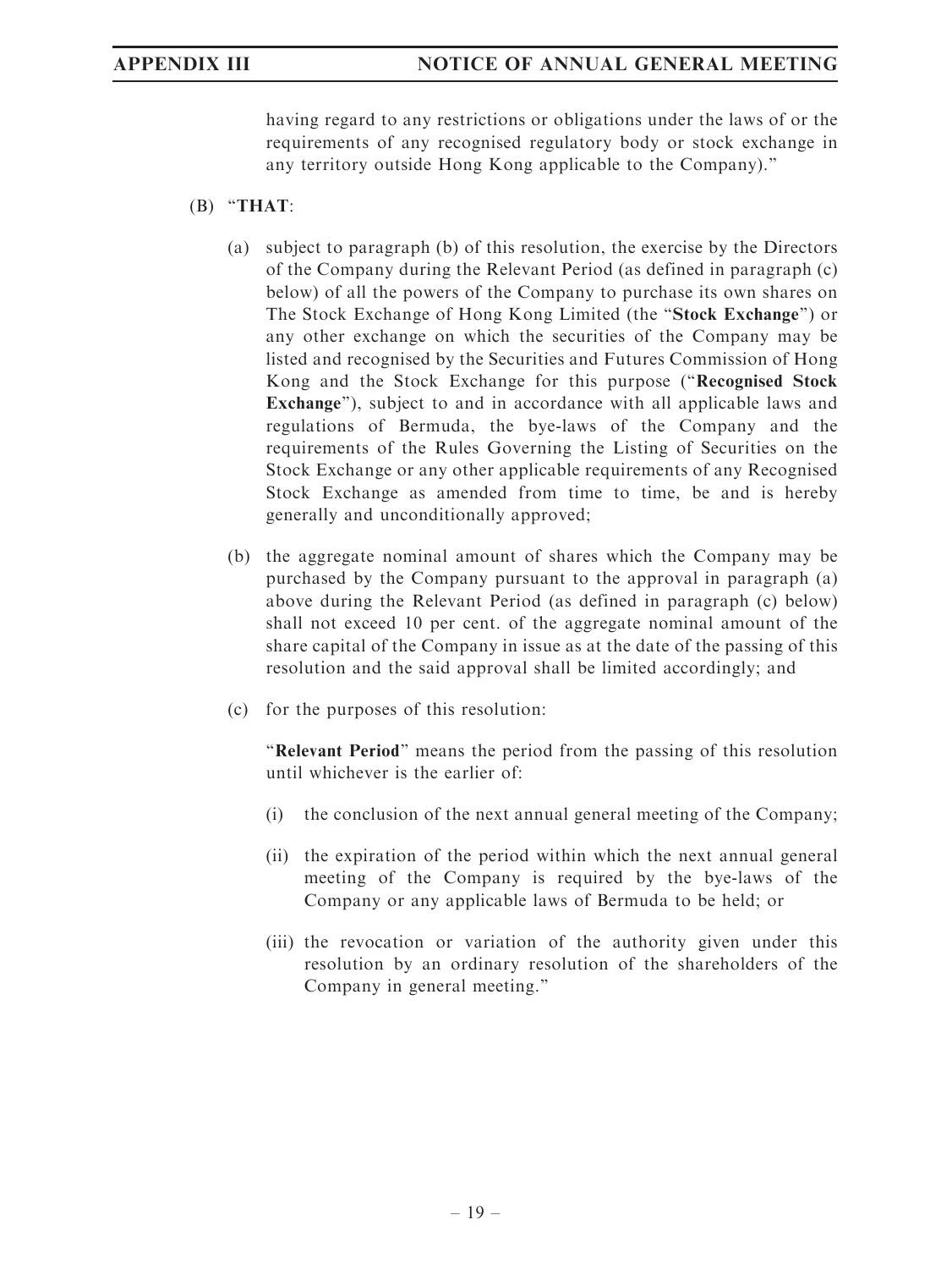having regard to any restrictions or obligations under the laws of or the requirements of any recognised regulatory body or stock exchange in any territory outside Hong Kong applicable to the Company)."

(B) "**THAT**:

(a) subject to paragraph (b) of this resolution, the exercise by the Directors of the Company during the Relevant Period (as defined in paragraph (c) below) of all the powers of the Company to purchase its own shares on The Stock Exchange of Hong Kong Limited (the "**Stock Exchange**") or any other exchange on which the securities of the Company may be listed and recognised by the Securities and Futures Commission of Hong Kong and the Stock Exchange for this purpose ("**Recognised Stock Exchange**"), subject to and in accordance with all applicable laws and regulations of Bermuda, the bye-laws of the Company and the requirements of the Rules Governing the Listing of Securities on the Stock Exchange or any other applicable requirements of any Recognised Stock Exchange as amended from time to time, be and is hereby generally and unconditionally approved;

(b) the aggregate nominal amount of shares which the Company may be purchased by the Company pursuant to the approval in paragraph (a) above during the Relevant Period (as defined in paragraph (c) below) shall not exceed 10 per cent. of the aggregate nominal amount of the share capital of the Company in issue as at the date of the passing of this resolution and the said approval shall be limited accordingly; and

(c) for the purposes of this resolution:

"**Relevant Period**" means the period from the passing of this resolution until whichever is the earlier of:

(i) the conclusion of the next annual general meeting of the Company;

(ii) the expiration of the period within which the next annual general meeting of the Company is required by the bye-laws of the Company or any applicable laws of Bermuda to be held; or

(iii) the revocation or variation of the authority given under this resolution by an ordinary resolution of the shareholders of the Company in general meeting."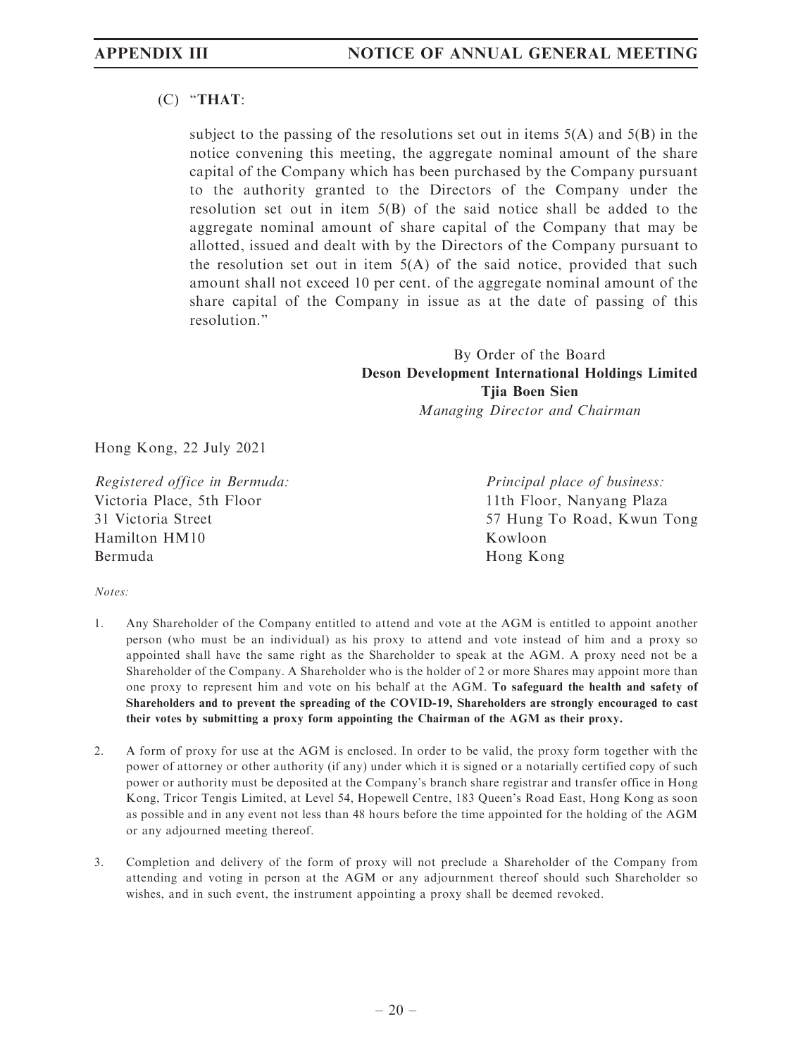(C) "**THAT**:

subject to the passing of the resolutions set out in items 5(A) and 5(B) in the notice convening this meeting, the aggregate nominal amount of the share capital of the Company which has been purchased by the Company pursuant to the authority granted to the Directors of the Company under the resolution set out in item 5(B) of the said notice shall be added to the aggregate nominal amount of share capital of the Company that may be allotted, issued and dealt with by the Directors of the Company pursuant to the resolution set out in item 5(A) of the said notice, provided that such amount shall not exceed 10 per cent. of the aggregate nominal amount of the share capital of the Company in issue as at the date of passing of this resolution."

By Order of the Board
**Deson Development International Holdings Limited**
**Tjia Boen Sien**
*Managing Director and Chairman*

Hong Kong, 22 July 2021

*Registered office in Bermuda:*
Victoria Place, 5th Floor
31 Victoria Street
Hamilton HM10
Bermuda

*Principal place of business:*
11th Floor, Nanyang Plaza
57 Hung To Road, Kwun Tong
Kowloon
Hong Kong

*Notes:*

1. Any Shareholder of the Company entitled to attend and vote at the AGM is entitled to appoint another person (who must be an individual) as his proxy to attend and vote instead of him and a proxy so appointed shall have the same right as the Shareholder to speak at the AGM. A proxy need not be a Shareholder of the Company. A Shareholder who is the holder of 2 or more Shares may appoint more than one proxy to represent him and vote on his behalf at the AGM. **To safeguard the health and safety of Shareholders and to prevent the spreading of the COVID-19, Shareholders are strongly encouraged to cast their votes by submitting a proxy form appointing the Chairman of the AGM as their proxy.**

2. A form of proxy for use at the AGM is enclosed. In order to be valid, the proxy form together with the power of attorney or other authority (if any) under which it is signed or a notarially certified copy of such power or authority must be deposited at the Company's branch share registrar and transfer office in Hong Kong, Tricor Tengis Limited, at Level 54, Hopewell Centre, 183 Queen's Road East, Hong Kong as soon as possible and in any event not less than 48 hours before the time appointed for the holding of the AGM or any adjourned meeting thereof.

3. Completion and delivery of the form of proxy will not preclude a Shareholder of the Company from attending and voting in person at the AGM or any adjournment thereof should such Shareholder so wishes, and in such event, the instrument appointing a proxy shall be deemed revoked.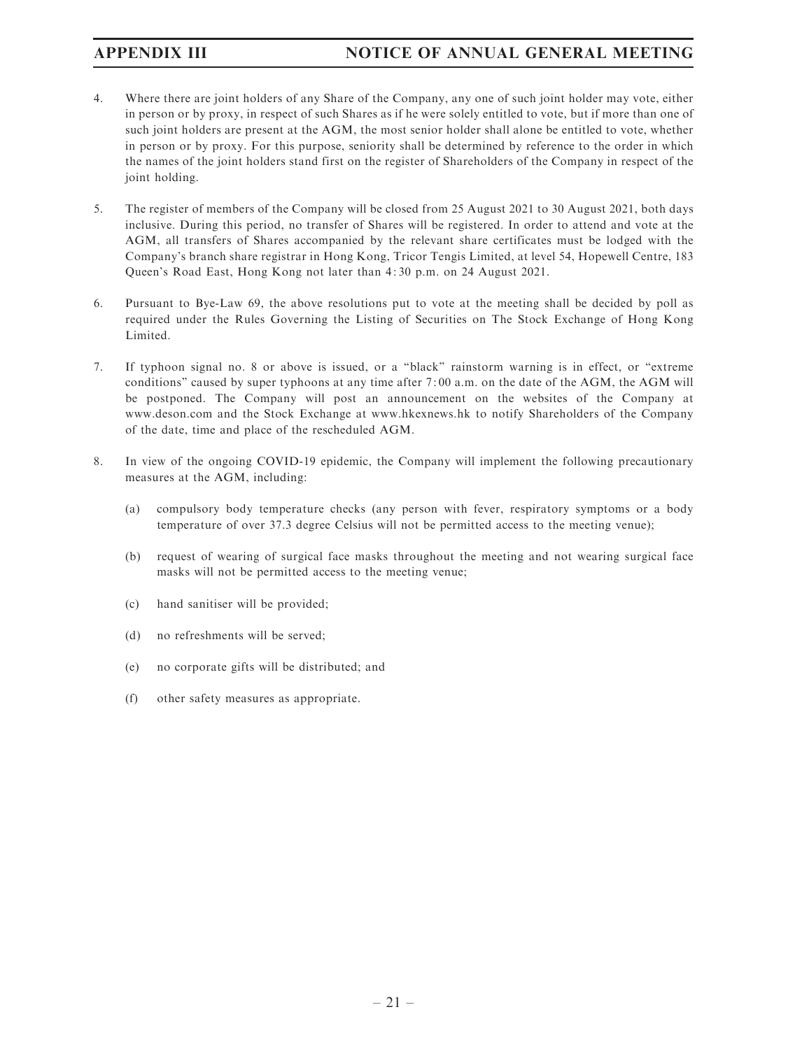4. Where there are joint holders of any Share of the Company, any one of such joint holder may vote, either in person or by proxy, in respect of such Shares as if he were solely entitled to vote, but if more than one of such joint holders are present at the AGM, the most senior holder shall alone be entitled to vote, whether in person or by proxy. For this purpose, seniority shall be determined by reference to the order in which the names of the joint holders stand first on the register of Shareholders of the Company in respect of the joint holding.

5. The register of members of the Company will be closed from 25 August 2021 to 30 August 2021, both days inclusive. During this period, no transfer of Shares will be registered. In order to attend and vote at the AGM, all transfers of Shares accompanied by the relevant share certificates must be lodged with the Company's branch share registrar in Hong Kong, Tricor Tengis Limited, at level 54, Hopewell Centre, 183 Queen's Road East, Hong Kong not later than 4:30 p.m. on 24 August 2021.

6. Pursuant to Bye-Law 69, the above resolutions put to vote at the meeting shall be decided by poll as required under the Rules Governing the Listing of Securities on The Stock Exchange of Hong Kong Limited.

7. If typhoon signal no. 8 or above is issued, or a "black" rainstorm warning is in effect, or "extreme conditions" caused by super typhoons at any time after 7:00 a.m. on the date of the AGM, the AGM will be postponed. The Company will post an announcement on the websites of the Company at www.deson.com and the Stock Exchange at www.hkexnews.hk to notify Shareholders of the Company of the date, time and place of the rescheduled AGM.

8. In view of the ongoing COVID-19 epidemic, the Company will implement the following precautionary measures at the AGM, including:

   (a) compulsory body temperature checks (any person with fever, respiratory symptoms or a body temperature of over 37.3 degree Celsius will not be permitted access to the meeting venue);

   (b) request of wearing of surgical face masks throughout the meeting and not wearing surgical face masks will not be permitted access to the meeting venue;

   (c) hand sanitiser will be provided;

   (d) no refreshments will be served;

   (e) no corporate gifts will be distributed; and

   (f) other safety measures as appropriate.